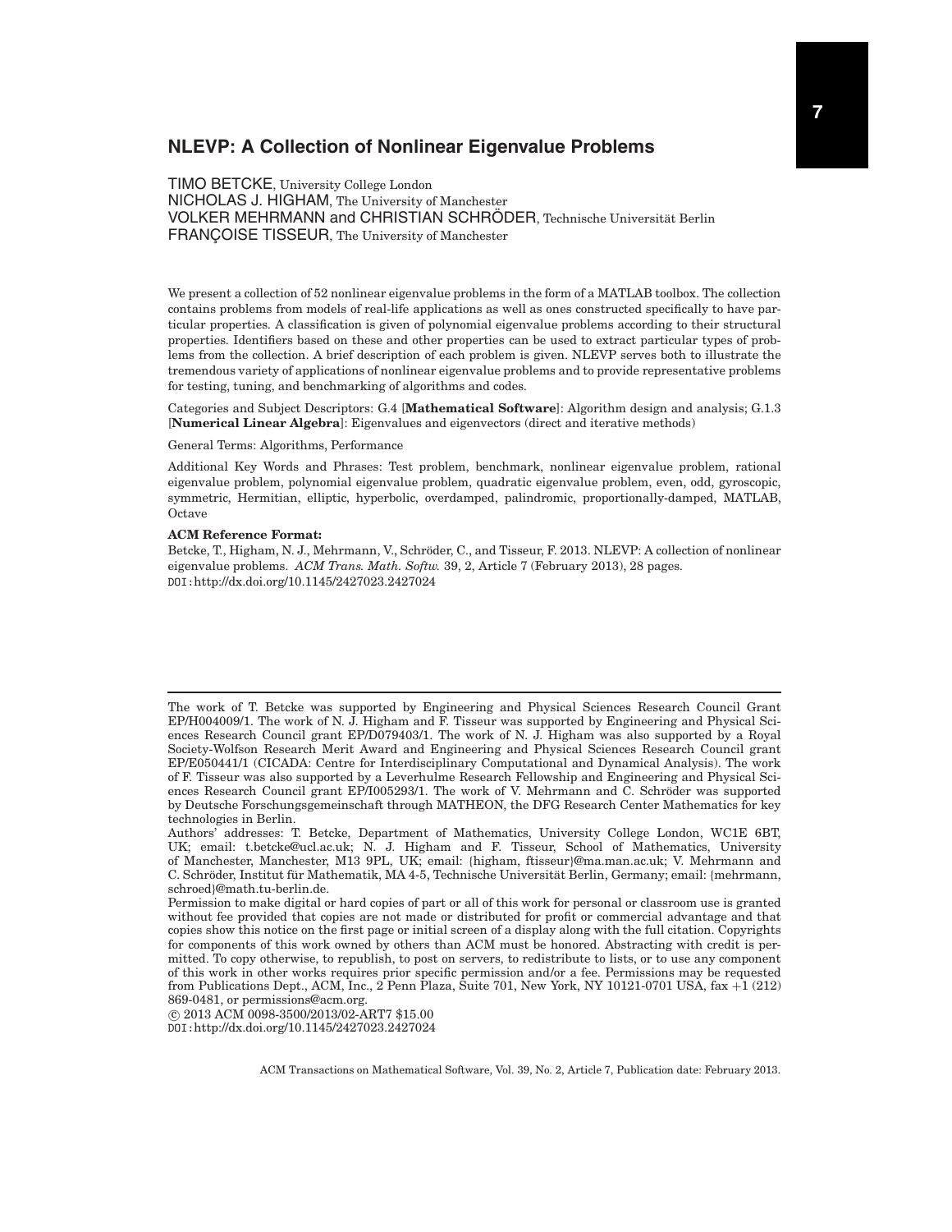# NLEVP: A Collection of Nonlinear Eigenvalue Problems

TIMO BETCKE, University College London
NICHOLAS J. HIGHAM, The University of Manchester
VOLKER MEHRMANN and CHRISTIAN SCHRÖDER, Technische Universität Berlin
FRANÇOISE TISSEUR, The University of Manchester

We present a collection of 52 nonlinear eigenvalue problems in the form of a MATLAB toolbox. The collection contains problems from models of real-life applications as well as ones constructed specifically to have particular properties. A classification is given of polynomial eigenvalue problems according to their structural properties. Identifiers based on these and other properties can be used to extract particular types of problems from the collection. A brief description of each problem is given. NLEVP serves both to illustrate the tremendous variety of applications of nonlinear eigenvalue problems and to provide representative problems for testing, tuning, and benchmarking of algorithms and codes.

Categories and Subject Descriptors: G.4 [**Mathematical Software**]: Algorithm design and analysis; G.1.3 [**Numerical Linear Algebra**]: Eigenvalues and eigenvectors (direct and iterative methods)

General Terms: Algorithms, Performance

Additional Key Words and Phrases: Test problem, benchmark, nonlinear eigenvalue problem, rational eigenvalue problem, polynomial eigenvalue problem, quadratic eigenvalue problem, even, odd, gyroscopic, symmetric, Hermitian, elliptic, hyperbolic, overdamped, palindromic, proportionally-damped, MATLAB, Octave

**ACM Reference Format:**
Betcke, T., Higham, N. J., Mehrmann, V., Schröder, C., and Tisseur, F. 2013. NLEVP: A collection of nonlinear eigenvalue problems. *ACM Trans. Math. Softw.* 39, 2, Article 7 (February 2013), 28 pages.
DOI:http://dx.doi.org/10.1145/2427023.2427024

---

The work of T. Betcke was supported by Engineering and Physical Sciences Research Council Grant EP/H004009/1. The work of N. J. Higham and F. Tisseur was supported by Engineering and Physical Sciences Research Council grant EP/D079403/1. The work of N. J. Higham was also supported by a Royal Society-Wolfson Research Merit Award and Engineering and Physical Sciences Research Council grant EP/E050441/1 (CICADA: Centre for Interdisciplinary Computational and Dynamical Analysis). The work of F. Tisseur was also supported by a Leverhulme Research Fellowship and Engineering and Physical Sciences Research Council grant EP/I005293/1. The work of V. Mehrmann and C. Schröder was supported by Deutsche Forschungsgemeinschaft through MATHEON, the DFG Research Center Mathematics for key technologies in Berlin.

Authors' addresses: T. Betcke, Department of Mathematics, University College London, WC1E 6BT, UK; email: t.betcke@ucl.ac.uk; N. J. Higham and F. Tisseur, School of Mathematics, University of Manchester, Manchester, M13 9PL, UK; email: {higham, ftisseur}@ma.man.ac.uk; V. Mehrmann and C. Schröder, Institut für Mathematik, MA 4-5, Technische Universität Berlin, Germany; email: {mehrmann, schroed}@math.tu-berlin.de.

Permission to make digital or hard copies of part or all of this work for personal or classroom use is granted without fee provided that copies are not made or distributed for profit or commercial advantage and that copies show this notice on the first page or initial screen of a display along with the full citation. Copyrights for components of this work owned by others than ACM must be honored. Abstracting with credit is permitted. To copy otherwise, to republish, to post on servers, to redistribute to lists, or to use any component of this work in other works requires prior specific permission and/or a fee. Permissions may be requested from Publications Dept., ACM, Inc., 2 Penn Plaza, Suite 701, New York, NY 10121-0701 USA, fax +1 (212) 869-0481, or permissions@acm.org.

© 2013 ACM 0098-3500/2013/02-ART7 $15.00
DOI:http://dx.doi.org/10.1145/2427023.2427024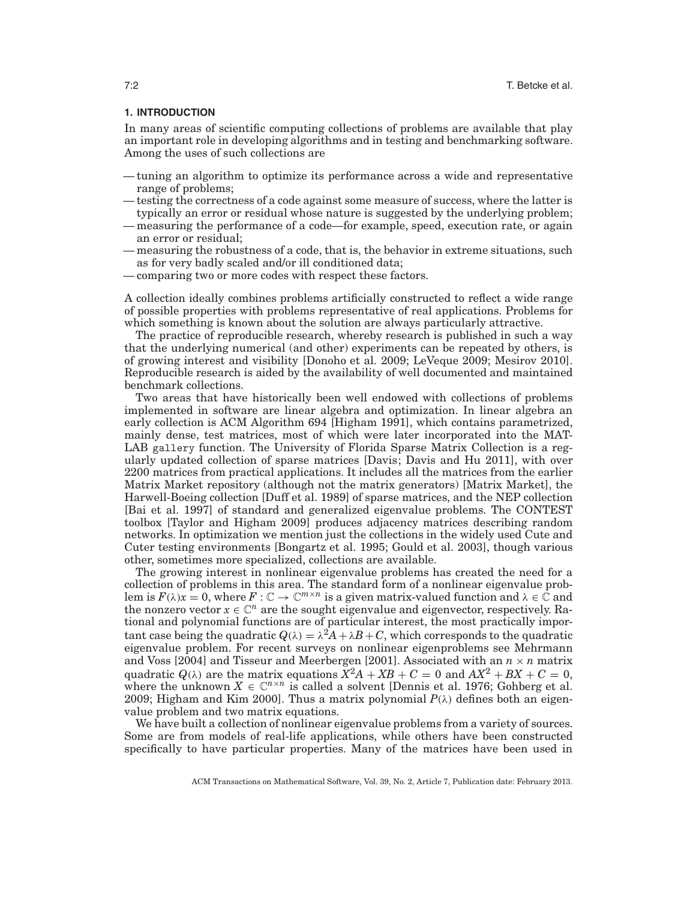## 1. INTRODUCTION

In many areas of scientific computing collections of problems are available that play an important role in developing algorithms and in testing and benchmarking software. Among the uses of such collections are

- tuning an algorithm to optimize its performance across a wide and representative range of problems;
- testing the correctness of a code against some measure of success, where the latter is typically an error or residual whose nature is suggested by the underlying problem;
- measuring the performance of a code—for example, speed, execution rate, or again an error or residual;
- measuring the robustness of a code, that is, the behavior in extreme situations, such as for very badly scaled and/or ill conditioned data;
- comparing two or more codes with respect these factors.

A collection ideally combines problems artificially constructed to reflect a wide range of possible properties with problems representative of real applications. Problems for which something is known about the solution are always particularly attractive.

The practice of reproducible research, whereby research is published in such a way that the underlying numerical (and other) experiments can be repeated by others, is of growing interest and visibility [Donoho et al. 2009; LeVeque 2009; Mesirov 2010]. Reproducible research is aided by the availability of well documented and maintained benchmark collections.

Two areas that have historically been well endowed with collections of problems implemented in software are linear algebra and optimization. In linear algebra an early collection is ACM Algorithm 694 [Higham 1991], which contains parametrized, mainly dense, test matrices, most of which were later incorporated into the MATLAB `gallery` function. The University of Florida Sparse Matrix Collection is a regularly updated collection of sparse matrices [Davis; Davis and Hu 2011], with over 2200 matrices from practical applications. It includes all the matrices from the earlier Matrix Market repository (although not the matrix generators) [Matrix Market], the Harwell-Boeing collection [Duff et al. 1989] of sparse matrices, and the NEP collection [Bai et al. 1997] of standard and generalized eigenvalue problems. The CONTEST toolbox [Taylor and Higham 2009] produces adjacency matrices describing random networks. In optimization we mention just the collections in the widely used Cute and Cuter testing environments [Bongartz et al. 1995; Gould et al. 2003], though various other, sometimes more specialized, collections are available.

The growing interest in nonlinear eigenvalue problems has created the need for a collection of problems in this area. The standard form of a nonlinear eigenvalue problem is $F(\lambda)x = 0$, where $F : \mathbb{C} \to \mathbb{C}^{m\times n}$ is a given matrix-valued function and $\lambda \in \mathbb{C}$ and the nonzero vector $x \in \mathbb{C}^n$ are the sought eigenvalue and eigenvector, respectively. Rational and polynomial functions are of particular interest, the most practically important case being the quadratic $Q(\lambda) = \lambda^2 A + \lambda B + C$, which corresponds to the quadratic eigenvalue problem. For recent surveys on nonlinear eigenproblems see Mehrmann and Voss [2004] and Tisseur and Meerbergen [2001]. Associated with an $n \times n$ matrix quadratic $Q(\lambda)$ are the matrix equations $X^2A + XB + C = 0$ and $AX^2 + BX + C = 0$, where the unknown $X \in \mathbb{C}^{n\times n}$ is called a solvent [Dennis et al. 1976; Gohberg et al. 2009; Higham and Kim 2000]. Thus a matrix polynomial $P(\lambda)$ defines both an eigenvalue problem and two matrix equations.

We have built a collection of nonlinear eigenvalue problems from a variety of sources. Some are from models of real-life applications, while others have been constructed specifically to have particular properties. Many of the matrices have been used in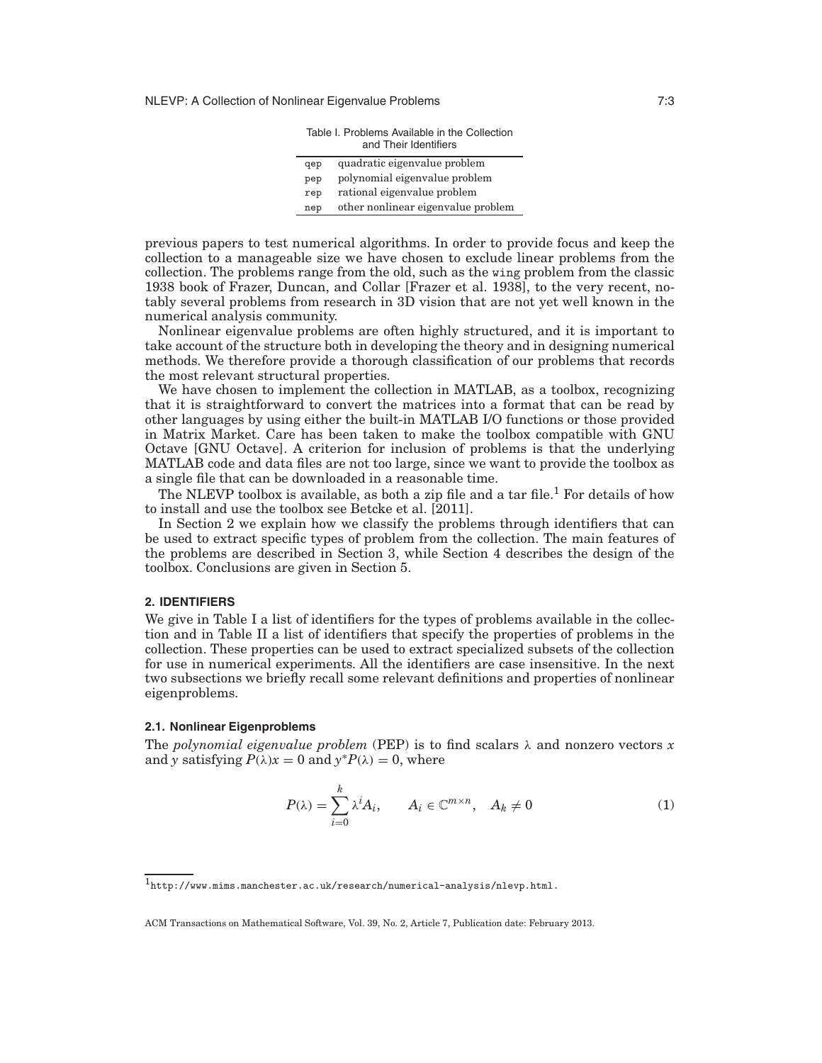Table I. Problems Available in the Collection and Their Identifiers

| | |
|---|---|
| qep | quadratic eigenvalue problem |
| pep | polynomial eigenvalue problem |
| rep | rational eigenvalue problem |
| nep | other nonlinear eigenvalue problem |

previous papers to test numerical algorithms. In order to provide focus and keep the collection to a manageable size we have chosen to exclude linear problems from the collection. The problems range from the old, such as the `wing` problem from the classic 1938 book of Frazer, Duncan, and Collar [Frazer et al. 1938], to the very recent, notably several problems from research in 3D vision that are not yet well known in the numerical analysis community.

Nonlinear eigenvalue problems are often highly structured, and it is important to take account of the structure both in developing the theory and in designing numerical methods. We therefore provide a thorough classification of our problems that records the most relevant structural properties.

We have chosen to implement the collection in MATLAB, as a toolbox, recognizing that it is straightforward to convert the matrices into a format that can be read by other languages by using either the built-in MATLAB I/O functions or those provided in Matrix Market. Care has been taken to make the toolbox compatible with GNU Octave [GNU Octave]. A criterion for inclusion of problems is that the underlying MATLAB code and data files are not too large, since we want to provide the toolbox as a single file that can be downloaded in a reasonable time.

The NLEVP toolbox is available, as both a zip file and a tar file.[1] For details of how to install and use the toolbox see Betcke et al. [2011].

In Section 2 we explain how we classify the problems through identifiers that can be used to extract specific types of problem from the collection. The main features of the problems are described in Section 3, while Section 4 describes the design of the toolbox. Conclusions are given in Section 5.

## 2. IDENTIFIERS

We give in Table I a list of identifiers for the types of problems available in the collection and in Table II a list of identifiers that specify the properties of problems in the collection. These properties can be used to extract specialized subsets of the collection for use in numerical experiments. All the identifiers are case insensitive. In the next two subsections we briefly recall some relevant definitions and properties of nonlinear eigenproblems.

### 2.1. Nonlinear Eigenproblems

The *polynomial eigenvalue problem* (PEP) is to find scalars $\lambda$ and nonzero vectors $x$ and $y$ satisfying $P(\lambda)x = 0$ and $y^*P(\lambda) = 0$, where

$$P(\lambda) = \sum_{i=0}^{k} \lambda^i A_i, \qquad A_i \in \mathbb{C}^{m\times n}, \quad A_k \neq 0 \tag{1}$$

[1] http://www.mims.manchester.ac.uk/research/numerical-analysis/nlevp.html.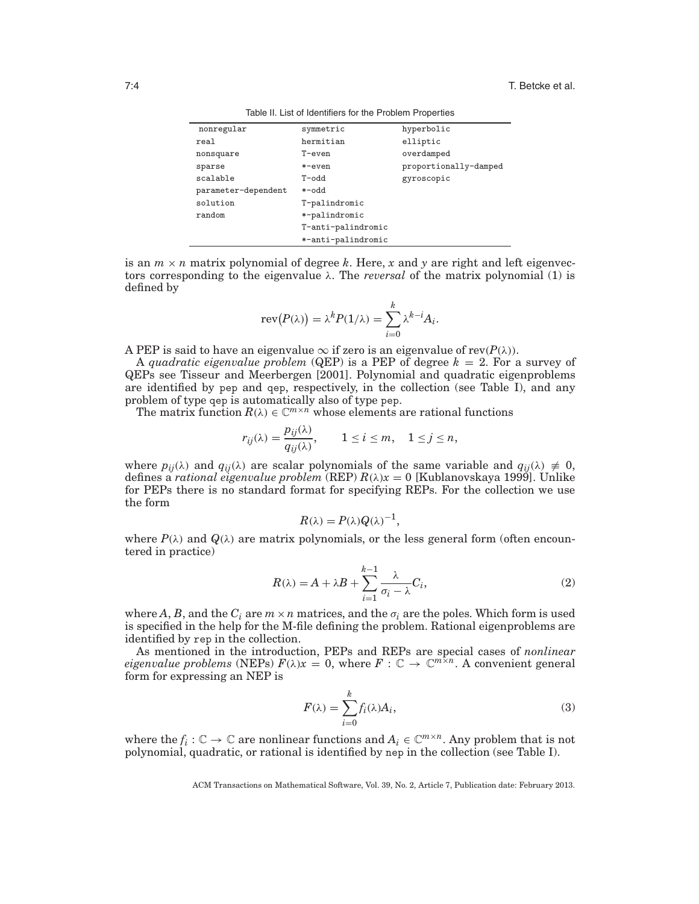Table II. List of Identifiers for the Problem Properties

| | | |
|---|---|---|
| nonregular | symmetric | hyperbolic |
| real | hermitian | elliptic |
| nonsquare | T-even | overdamped |
| sparse | *-even | proportionally-damped |
| scalable | T-odd | gyroscopic |
| parameter-dependent | *-odd | |
| solution | T-palindromic | |
| random | *-palindromic | |
| | T-anti-palindromic | |
| | *-anti-palindromic | |

is an $m \times n$ matrix polynomial of degree $k$. Here, $x$ and $y$ are right and left eigenvectors corresponding to the eigenvalue $\lambda$. The *reversal* of the matrix polynomial (1) is defined by

$$\mathrm{rev}\big(P(\lambda)\big) = \lambda^k P(1/\lambda) = \sum_{i=0}^{k} \lambda^{k-i} A_i.$$

A PEP is said to have an eigenvalue $\infty$ if zero is an eigenvalue of $\mathrm{rev}(P(\lambda))$.

A *quadratic eigenvalue problem* (QEP) is a PEP of degree $k = 2$. For a survey of QEPs see Tisseur and Meerbergen [2001]. Polynomial and quadratic eigenproblems are identified by pep and qep, respectively, in the collection (see Table I), and any problem of type qep is automatically also of type pep.

The matrix function $R(\lambda) \in \mathbb{C}^{m\times n}$ whose elements are rational functions

$$r_{ij}(\lambda) = \frac{p_{ij}(\lambda)}{q_{ij}(\lambda)}, \qquad 1 \le i \le m, \quad 1 \le j \le n,$$

where $p_{ij}(\lambda)$ and $q_{ij}(\lambda)$ are scalar polynomials of the same variable and $q_{ij}(\lambda) \not\equiv 0$, defines a *rational eigenvalue problem* (REP) $R(\lambda)x = 0$ [Kublanovskaya 1999]. Unlike for PEPs there is no standard format for specifying REPs. For the collection we use the form

$$R(\lambda) = P(\lambda)Q(\lambda)^{-1},$$

where $P(\lambda)$ and $Q(\lambda)$ are matrix polynomials, or the less general form (often encountered in practice)

$$R(\lambda) = A + \lambda B + \sum_{i=1}^{k-1} \frac{\lambda}{\sigma_i - \lambda} C_i, \tag{2}$$

where $A$, $B$, and the $C_i$ are $m \times n$ matrices, and the $\sigma_i$ are the poles. Which form is used is specified in the help for the M-file defining the problem. Rational eigenproblems are identified by rep in the collection.

As mentioned in the introduction, PEPs and REPs are special cases of *nonlinear eigenvalue problems* (NEPs) $F(\lambda)x = 0$, where $F : \mathbb{C} \to \mathbb{C}^{m\times n}$. A convenient general form for expressing an NEP is

$$F(\lambda) = \sum_{i=0}^{k} f_i(\lambda) A_i, \tag{3}$$

where the $f_i : \mathbb{C} \to \mathbb{C}$ are nonlinear functions and $A_i \in \mathbb{C}^{m\times n}$. Any problem that is not polynomial, quadratic, or rational is identified by nep in the collection (see Table I).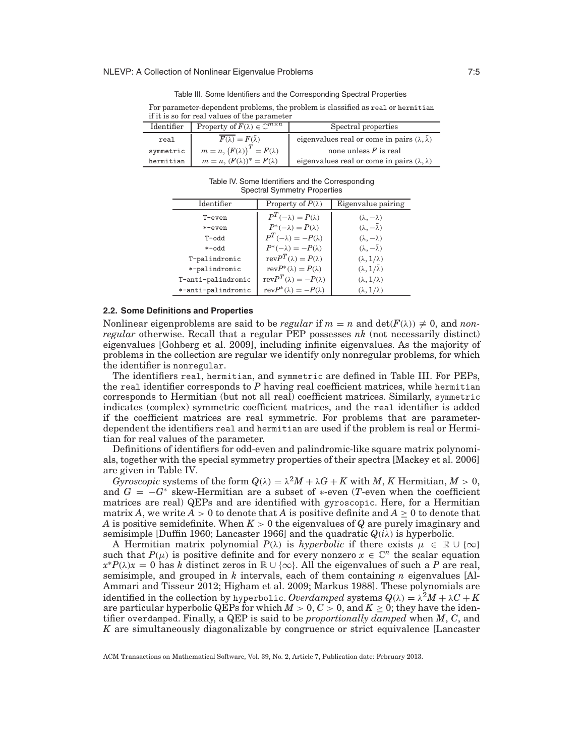Table III. Some Identifiers and the Corresponding Spectral Properties

For parameter-dependent problems, the problem is classified as real or hermitian if it is so for real values of the parameter

| Identifier | Property of $F(\lambda) \in \mathbb{C}^{m\times n}$ | Spectral properties |
|---|---|---|
| real | $\overline{F(\lambda)} = F(\bar{\lambda})$ | eigenvalues real or come in pairs $(\lambda, \bar{\lambda})$ |
| symmetric | $m = n, \left(F(\lambda)\right)^T = F(\lambda)$ | none unless $F$ is real |
| hermitian | $m = n, (F(\lambda))^* = F(\bar{\lambda})$ | eigenvalues real or come in pairs $(\lambda, \bar{\lambda})$ |

Table IV. Some Identifiers and the Corresponding Spectral Symmetry Properties

| Identifier | Property of $P(\lambda)$ | Eigenvalue pairing |
|---|---|---|
| T-even | $P^T(-\lambda) = P(\lambda)$ | $(\lambda, -\lambda)$ |
| *-even | $P^*(-\lambda) = P(\lambda)$ | $(\lambda, -\bar{\lambda})$ |
| T-odd | $P^T(-\lambda) = -P(\lambda)$ | $(\lambda, -\lambda)$ |
| *-odd | $P^*(-\lambda) = -P(\lambda)$ | $(\lambda, -\bar{\lambda})$ |
| T-palindromic | $\text{rev}P^T(\lambda) = P(\lambda)$ | $(\lambda, 1/\lambda)$ |
| *-palindromic | $\text{rev}P^*(\lambda) = P(\lambda)$ | $(\lambda, 1/\bar{\lambda})$ |
| T-anti-palindromic | $\text{rev}P^T(\lambda) = -P(\lambda)$ | $(\lambda, 1/\lambda)$ |
| *-anti-palindromic | $\text{rev}P^*(\lambda) = -P(\lambda)$ | $(\lambda, 1/\bar{\lambda})$ |

### 2.2. Some Definitions and Properties

Nonlinear eigenproblems are said to be *regular* if $m = n$ and $\det(F(\lambda)) \not\equiv 0$, and *nonregular* otherwise. Recall that a regular PEP possesses $nk$ (not necessarily distinct) eigenvalues [Gohberg et al. 2009], including infinite eigenvalues. As the majority of problems in the collection are regular we identify only nonregular problems, for which the identifier is nonregular.

The identifiers real, hermitian, and symmetric are defined in Table III. For PEPs, the real identifier corresponds to $P$ having real coefficient matrices, while hermitian corresponds to Hermitian (but not all real) coefficient matrices. Similarly, symmetric indicates (complex) symmetric coefficient matrices, and the real identifier is added if the coefficient matrices are real symmetric. For problems that are parameter-dependent the identifiers real and hermitian are used if the problem is real or Hermitian for real values of the parameter.

Definitions of identifiers for odd-even and palindromic-like square matrix polynomials, together with the special symmetry properties of their spectra [Mackey et al. 2006] are given in Table IV.

*Gyroscopic* systems of the form $Q(\lambda) = \lambda^2 M + \lambda G + K$ with $M$, $K$ Hermitian, $M > 0$, and $G = -G^*$ skew-Hermitian are a subset of $*$-even ($T$-even when the coefficient matrices are real) QEPs and are identified with gyroscopic. Here, for a Hermitian matrix $A$, we write $A > 0$ to denote that $A$ is positive definite and $A \geq 0$ to denote that $A$ is positive semidefinite. When $K > 0$ the eigenvalues of $Q$ are purely imaginary and semisimple [Duffin 1960; Lancaster 1966] and the quadratic $Q(i\lambda)$ is hyperbolic.

A Hermitian matrix polynomial $P(\lambda)$ is *hyperbolic* if there exists $\mu \in \mathbb{R} \cup \{\infty\}$ such that $P(\mu)$ is positive definite and for every nonzero $x \in \mathbb{C}^n$ the scalar equation $x^* P(\lambda) x = 0$ has $k$ distinct zeros in $\mathbb{R} \cup \{\infty\}$. All the eigenvalues of such a $P$ are real, semisimple, and grouped in $k$ intervals, each of them containing $n$ eigenvalues [Al-Ammari and Tisseur 2012; Higham et al. 2009; Markus 1988]. These polynomials are identified in the collection by hyperbolic. *Overdamped* systems $Q(\lambda) = \lambda^2 M + \lambda C + K$ are particular hyperbolic QEPs for which $M > 0$, $C > 0$, and $K \geq 0$; they have the identifier overdamped. Finally, a QEP is said to be *proportionally damped* when $M$, $C$, and $K$ are simultaneously diagonalizable by congruence or strict equivalence [Lancaster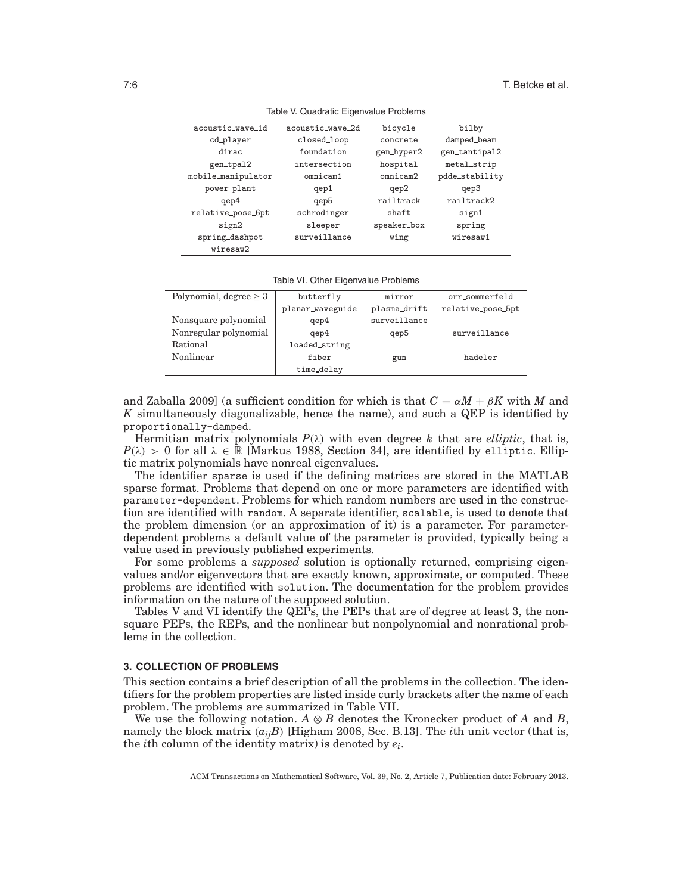Table V. Quadratic Eigenvalue Problems

| | | | |
|---|---|---|---|
| acoustic_wave_1d | acoustic_wave_2d | bicycle | bilby |
| cd_player | closed_loop | concrete | damped_beam |
| dirac | foundation | gen_hyper2 | gen_tantipal2 |
| gen_tpal2 | intersection | hospital | metal_strip |
| mobile_manipulator | omnicam1 | omnicam2 | pdde_stability |
| power_plant | qep1 | qep2 | qep3 |
| qep4 | qep5 | railtrack | railtrack2 |
| relative_pose_6pt | schrodinger | shaft | sign1 |
| sign2 | sleeper | speaker_box | spring |
| spring_dashpot | surveillance | wing | wiresaw1 |
| wiresaw2 | | | |

Table VI. Other Eigenvalue Problems

| | | | |
|---|---|---|---|
| Polynomial, degree $\geq 3$ | butterfly | mirror | orr_sommerfeld |
| | planar_waveguide | plasma_drift | relative_pose_5pt |
| Nonsquare polynomial | qep4 | surveillance | |
| Nonregular polynomial | qep4 | qep5 | surveillance |
| Rational | loaded_string | | |
| Nonlinear | fiber | gun | hadeler |
| | time_delay | | |

and Zaballa 2009] (a sufficient condition for which is that $C = \alpha M + \beta K$ with $M$ and $K$ simultaneously diagonalizable, hence the name), and such a QEP is identified by proportionally-damped.

Hermitian matrix polynomials $P(\lambda)$ with even degree $k$ that are *elliptic*, that is, $P(\lambda) > 0$ for all $\lambda \in \mathbb{R}$ [Markus 1988, Section 34], are identified by elliptic. Elliptic matrix polynomials have nonreal eigenvalues.

The identifier sparse is used if the defining matrices are stored in the MATLAB sparse format. Problems that depend on one or more parameters are identified with parameter-dependent. Problems for which random numbers are used in the construction are identified with random. A separate identifier, scalable, is used to denote that the problem dimension (or an approximation of it) is a parameter. For parameter-dependent problems a default value of the parameter is provided, typically being a value used in previously published experiments.

For some problems a *supposed* solution is optionally returned, comprising eigenvalues and/or eigenvectors that are exactly known, approximate, or computed. These problems are identified with solution. The documentation for the problem provides information on the nature of the supposed solution.

Tables V and VI identify the QEPs, the PEPs that are of degree at least 3, the nonsquare PEPs, the REPs, and the nonlinear but nonpolynomial and nonrational problems in the collection.

## 3. COLLECTION OF PROBLEMS

This section contains a brief description of all the problems in the collection. The identifiers for the problem properties are listed inside curly brackets after the name of each problem. The problems are summarized in Table VII.

We use the following notation. $A \otimes B$ denotes the Kronecker product of $A$ and $B$, namely the block matrix $(a_{ij}B)$ [Higham 2008, Sec. B.13]. The $i$th unit vector (that is, the $i$th column of the identity matrix) is denoted by $e_i$.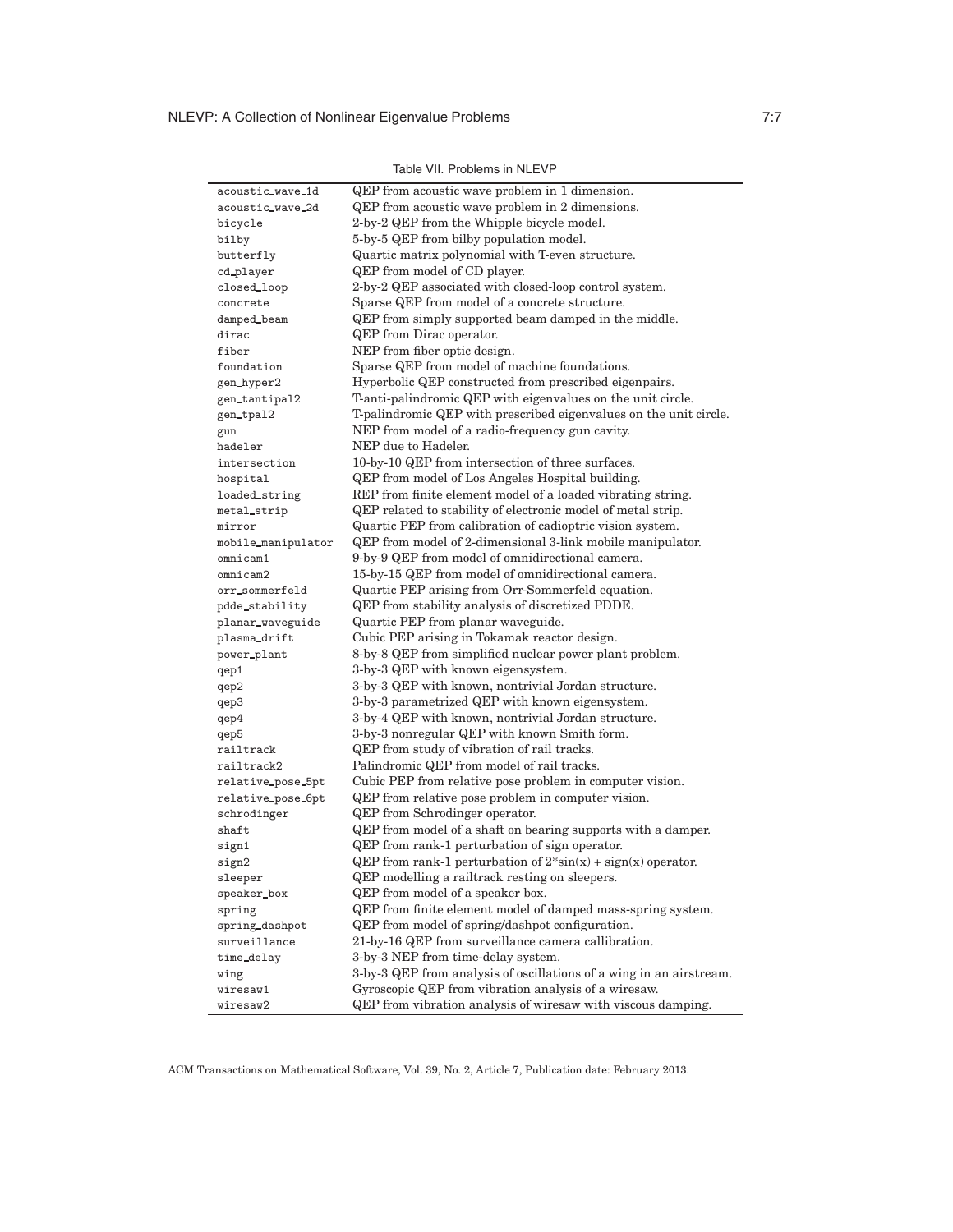Table VII. Problems in NLEVP

| | |
|---|---|
| acoustic_wave_1d | QEP from acoustic wave problem in 1 dimension. |
| acoustic_wave_2d | QEP from acoustic wave problem in 2 dimensions. |
| bicycle | 2-by-2 QEP from the Whipple bicycle model. |
| bilby | 5-by-5 QEP from bilby population model. |
| butterfly | Quartic matrix polynomial with T-even structure. |
| cd_player | QEP from model of CD player. |
| closed_loop | 2-by-2 QEP associated with closed-loop control system. |
| concrete | Sparse QEP from model of a concrete structure. |
| damped_beam | QEP from simply supported beam damped in the middle. |
| dirac | QEP from Dirac operator. |
| fiber | NEP from fiber optic design. |
| foundation | Sparse QEP from model of machine foundations. |
| gen_hyper2 | Hyperbolic QEP constructed from prescribed eigenpairs. |
| gen_tantipal2 | T-anti-palindromic QEP with eigenvalues on the unit circle. |
| gen_tpal2 | T-palindromic QEP with prescribed eigenvalues on the unit circle. |
| gun | NEP from model of a radio-frequency gun cavity. |
| hadeler | NEP due to Hadeler. |
| intersection | 10-by-10 QEP from intersection of three surfaces. |
| hospital | QEP from model of Los Angeles Hospital building. |
| loaded_string | REP from finite element model of a loaded vibrating string. |
| metal_strip | QEP related to stability of electronic model of metal strip. |
| mirror | Quartic PEP from calibration of cadioptric vision system. |
| mobile_manipulator | QEP from model of 2-dimensional 3-link mobile manipulator. |
| omnicam1 | 9-by-9 QEP from model of omnidirectional camera. |
| omnicam2 | 15-by-15 QEP from model of omnidirectional camera. |
| orr_sommerfeld | Quartic PEP arising from Orr-Sommerfeld equation. |
| pdde_stability | QEP from stability analysis of discretized PDDE. |
| planar_waveguide | Quartic PEP from planar waveguide. |
| plasma_drift | Cubic PEP arising in Tokamak reactor design. |
| power_plant | 8-by-8 QEP from simplified nuclear power plant problem. |
| qep1 | 3-by-3 QEP with known eigensystem. |
| qep2 | 3-by-3 QEP with known, nontrivial Jordan structure. |
| qep3 | 3-by-3 parametrized QEP with known eigensystem. |
| qep4 | 3-by-4 QEP with known, nontrivial Jordan structure. |
| qep5 | 3-by-3 nonregular QEP with known Smith form. |
| railtrack | QEP from study of vibration of rail tracks. |
| railtrack2 | Palindromic QEP from model of rail tracks. |
| relative_pose_5pt | Cubic PEP from relative pose problem in computer vision. |
| relative_pose_6pt | QEP from relative pose problem in computer vision. |
| schrodinger | QEP from Schrodinger operator. |
| shaft | QEP from model of a shaft on bearing supports with a damper. |
| sign1 | QEP from rank-1 perturbation of sign operator. |
| sign2 | QEP from rank-1 perturbation of 2*sin(x) + sign(x) operator. |
| sleeper | QEP modelling a railtrack resting on sleepers. |
| speaker_box | QEP from model of a speaker box. |
| spring | QEP from finite element model of damped mass-spring system. |
| spring_dashpot | QEP from model of spring/dashpot configuration. |
| surveillance | 21-by-16 QEP from surveillance camera callibration. |
| time_delay | 3-by-3 NEP from time-delay system. |
| wing | 3-by-3 QEP from analysis of oscillations of a wing in an airstream. |
| wiresaw1 | Gyroscopic QEP from vibration analysis of a wiresaw. |
| wiresaw2 | QEP from vibration analysis of wiresaw with viscous damping. |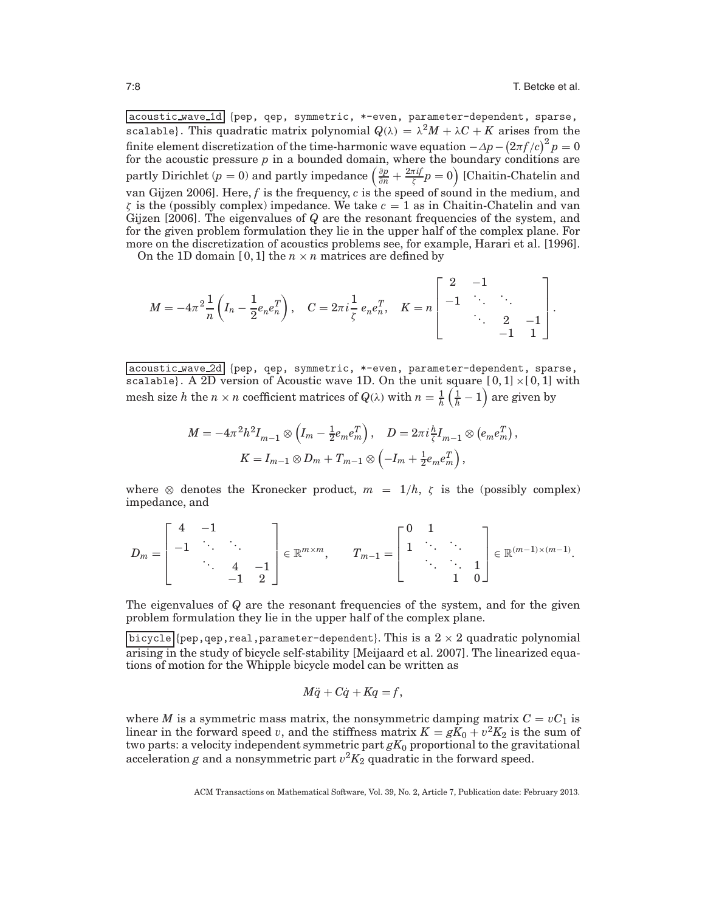`acoustic_wave_1d` {pep, qep, symmetric, *-even, parameter-dependent, sparse, scalable}. This quadratic matrix polynomial $Q(\lambda) = \lambda^2 M + \lambda C + K$ arises from the finite element discretization of the time-harmonic wave equation $-\Delta p - (2\pi f/c)^2 p = 0$ for the acoustic pressure $p$ in a bounded domain, where the boundary conditions are partly Dirichlet ($p = 0$) and partly impedance $\left(\frac{\partial p}{\partial n} + \frac{2\pi i f}{\zeta} p = 0\right)$ [Chaitin-Chatelin and van Gijzen 2006]. Here, $f$ is the frequency, $c$ is the speed of sound in the medium, and $\zeta$ is the (possibly complex) impedance. We take $c = 1$ as in Chaitin-Chatelin and van Gijzen [2006]. The eigenvalues of $Q$ are the resonant frequencies of the system, and for the given problem formulation they lie in the upper half of the complex plane. For more on the discretization of acoustics problems see, for example, Harari et al. [1996].

On the 1D domain $[0, 1]$ the $n \times n$ matrices are defined by

$$M = -4\pi^2 \frac{1}{n}\left(I_n - \frac{1}{2} e_n e_n^T\right), \quad C = 2\pi i \frac{1}{\zeta}\, e_n e_n^T, \quad K = n \begin{bmatrix} 2 & -1 & & \\ -1 & \ddots & \ddots & \\ & \ddots & 2 & -1 \\ & & -1 & 1 \end{bmatrix}.$$

`acoustic_wave_2d` {pep, qep, symmetric, *-even, parameter-dependent, sparse, scalable}. A 2D version of Acoustic wave 1D. On the unit square $[0, 1] \times [0, 1]$ with mesh size $h$ the $n \times n$ coefficient matrices of $Q(\lambda)$ with $n = \frac{1}{h}\left(\frac{1}{h} - 1\right)$ are given by

$$M = -4\pi^2 h^2 I_{m-1} \otimes \left(I_m - \tfrac{1}{2} e_m e_m^T\right), \quad D = 2\pi i \tfrac{h}{\zeta} I_{m-1} \otimes \left(e_m e_m^T\right),$$
$$K = I_{m-1} \otimes D_m + T_{m-1} \otimes \left(-I_m + \tfrac{1}{2} e_m e_m^T\right),$$

where $\otimes$ denotes the Kronecker product, $m = 1/h$, $\zeta$ is the (possibly complex) impedance, and

$$D_m = \begin{bmatrix} 4 & -1 & & \\ -1 & \ddots & \ddots & \\ & \ddots & 4 & -1 \\ & & -1 & 2 \end{bmatrix} \in \mathbb{R}^{m \times m}, \qquad T_{m-1} = \begin{bmatrix} 0 & 1 & & \\ 1 & \ddots & \ddots & \\ & \ddots & \ddots & 1 \\ & & 1 & 0 \end{bmatrix} \in \mathbb{R}^{(m-1)\times(m-1)}.$$

The eigenvalues of $Q$ are the resonant frequencies of the system, and for the given problem formulation they lie in the upper half of the complex plane.

`bicycle` {pep, qep, real, parameter-dependent}. This is a $2 \times 2$ quadratic polynomial arising in the study of bicycle self-stability [Meijaard et al. 2007]. The linearized equations of motion for the Whipple bicycle model can be written as

$$M\ddot{q} + C\dot{q} + Kq = f,$$

where $M$ is a symmetric mass matrix, the nonsymmetric damping matrix $C = vC_1$ is linear in the forward speed $v$, and the stiffness matrix $K = gK_0 + v^2 K_2$ is the sum of two parts: a velocity independent symmetric part $gK_0$ proportional to the gravitational acceleration $g$ and a nonsymmetric part $v^2 K_2$ quadratic in the forward speed.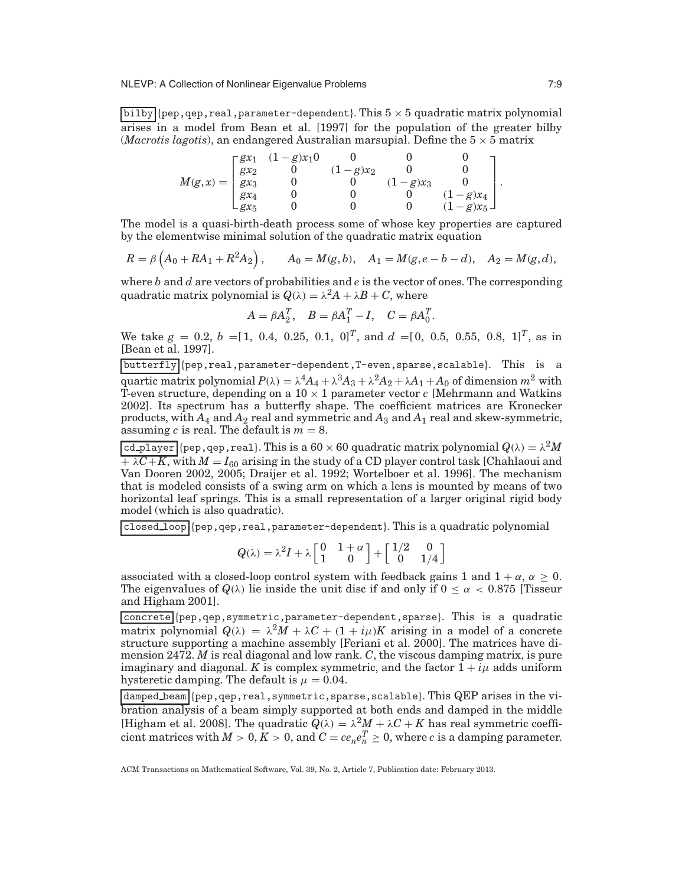`bilby` {pep, qep, real, parameter-dependent}. This $5 \times 5$ quadratic matrix polynomial arises in a model from Bean et al. [1997] for the population of the greater bilby (*Macrotis lagotis*), an endangered Australian marsupial. Define the $5 \times 5$ matrix

$$M(g,x) = \begin{bmatrix} gx_1 & (1-g)x_1 0 & 0 & 0 & 0 \\ gx_2 & 0 & (1-g)x_2 & 0 & 0 \\ gx_3 & 0 & 0 & (1-g)x_3 & 0 \\ gx_4 & 0 & 0 & 0 & (1-g)x_4 \\ gx_5 & 0 & 0 & 0 & (1-g)x_5 \end{bmatrix}.$$

The model is a quasi-birth-death process some of whose key properties are captured by the elementwise minimal solution of the quadratic matrix equation

$$R = \beta\left(A_0 + RA_1 + R^2 A_2\right), \qquad A_0 = M(g,b), \quad A_1 = M(g, e-b-d), \quad A_2 = M(g,d),$$

where $b$ and $d$ are vectors of probabilities and $e$ is the vector of ones. The corresponding quadratic matrix polynomial is $Q(\lambda) = \lambda^2 A + \lambda B + C$, where

$$A = \beta A_2^T, \quad B = \beta A_1^T - I, \quad C = \beta A_0^T.$$

We take $g = 0.2$, $b = [1,\ 0.4,\ 0.25,\ 0.1,\ 0]^T$, and $d = [0,\ 0.5,\ 0.55,\ 0.8,\ 1]^T$, as in [Bean et al. 1997].

`butterfly` {pep, real, parameter-dependent, T-even, sparse, scalable}. This is a quartic matrix polynomial $P(\lambda) = \lambda^4 A_4 + \lambda^3 A_3 + \lambda^2 A_2 + \lambda A_1 + A_0$ of dimension $m^2$ with T-even structure, depending on a $10 \times 1$ parameter vector $c$ [Mehrmann and Watkins 2002]. Its spectrum has a butterfly shape. The coefficient matrices are Kronecker products, with $A_4$ and $A_2$ real and symmetric and $A_3$ and $A_1$ real and skew-symmetric, assuming $c$ is real. The default is $m = 8$.

`cd_player` {pep, qep, real}. This is a $60 \times 60$ quadratic matrix polynomial $Q(\lambda) = \lambda^2 M + \lambda C + K$, with $M = I_{60}$ arising in the study of a CD player control task [Chahlaoui and Van Dooren 2002, 2005; Draijer et al. 1992; Wortelboer et al. 1996]. The mechanism that is modeled consists of a swing arm on which a lens is mounted by means of two horizontal leaf springs. This is a small representation of a larger original rigid body model (which is also quadratic).

`closed_loop` {pep, qep, real, parameter-dependent}. This is a quadratic polynomial

$$Q(\lambda) = \lambda^2 I + \lambda \begin{bmatrix} 0 & 1+\alpha \\ 1 & 0 \end{bmatrix} + \begin{bmatrix} 1/2 & 0 \\ 0 & 1/4 \end{bmatrix}$$

associated with a closed-loop control system with feedback gains 1 and $1+\alpha$, $\alpha \geq 0$. The eigenvalues of $Q(\lambda)$ lie inside the unit disc if and only if $0 \leq \alpha < 0.875$ [Tisseur and Higham 2001].

`concrete` {pep, qep, symmetric, parameter-dependent, sparse}. This is a quadratic matrix polynomial $Q(\lambda) = \lambda^2 M + \lambda C + (1 + i\mu)K$ arising in a model of a concrete structure supporting a machine assembly [Feriani et al. 2000]. The matrices have dimension 2472. $M$ is real diagonal and low rank. $C$, the viscous damping matrix, is pure imaginary and diagonal. $K$ is complex symmetric, and the factor $1 + i\mu$ adds uniform hysteretic damping. The default is $\mu = 0.04$.

`damped_beam` {pep, qep, real, symmetric, sparse, scalable}. This QEP arises in the vibration analysis of a beam simply supported at both ends and damped in the middle [Higham et al. 2008]. The quadratic $Q(\lambda) = \lambda^2 M + \lambda C + K$ has real symmetric coefficient matrices with $M > 0$, $K > 0$, and $C = ce_n e_n^T \geq 0$, where $c$ is a damping parameter.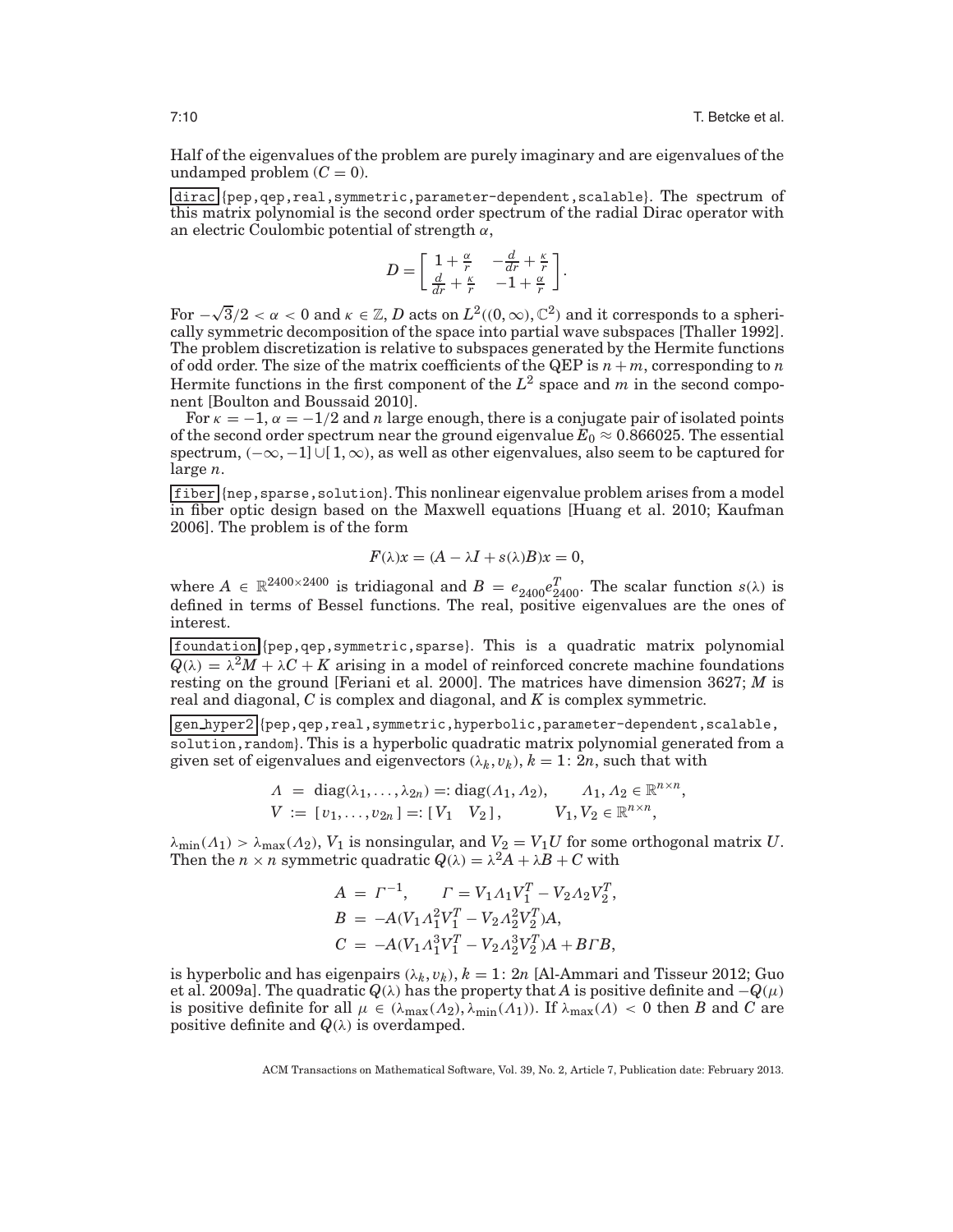Half of the eigenvalues of the problem are purely imaginary and are eigenvalues of the undamped problem ($C = 0$).

dirac {pep,qep,real,symmetric,parameter-dependent,scalable}. The spectrum of this matrix polynomial is the second order spectrum of the radial Dirac operator with an electric Coulombic potential of strength $\alpha$,

$$D = \begin{bmatrix} 1 + \frac{\alpha}{r} & -\frac{d}{dr} + \frac{\kappa}{r} \\ \frac{d}{dr} + \frac{\kappa}{r} & -1 + \frac{\alpha}{r} \end{bmatrix}.$$

For $-\sqrt{3}/2 < \alpha < 0$ and $\kappa \in \mathbb{Z}$, $D$ acts on $L^2((0,\infty), \mathbb{C}^2)$ and it corresponds to a spherically symmetric decomposition of the space into partial wave subspaces [Thaller 1992]. The problem discretization is relative to subspaces generated by the Hermite functions of odd order. The size of the matrix coefficients of the QEP is $n + m$, corresponding to $n$ Hermite functions in the first component of the $L^2$ space and $m$ in the second component [Boulton and Boussaid 2010].

For $\kappa = -1$, $\alpha = -1/2$ and $n$ large enough, there is a conjugate pair of isolated points of the second order spectrum near the ground eigenvalue $E_0 \approx 0.866025$. The essential spectrum, $(-\infty, -1] \cup [1, \infty)$, as well as other eigenvalues, also seem to be captured for large $n$.

fiber {nep,sparse,solution}. This nonlinear eigenvalue problem arises from a model in fiber optic design based on the Maxwell equations [Huang et al. 2010; Kaufman 2006]. The problem is of the form

$$F(\lambda)x = (A - \lambda I + s(\lambda)B)x = 0,$$

where $A \in \mathbb{R}^{2400\times 2400}$ is tridiagonal and $B = e_{2400}e_{2400}^T$. The scalar function $s(\lambda)$ is defined in terms of Bessel functions. The real, positive eigenvalues are the ones of interest.

foundation {pep,qep,symmetric,sparse}. This is a quadratic matrix polynomial $Q(\lambda) = \lambda^2 M + \lambda C + K$ arising in a model of reinforced concrete machine foundations resting on the ground [Feriani et al. 2000]. The matrices have dimension 3627; $M$ is real and diagonal, $C$ is complex and diagonal, and $K$ is complex symmetric.

gen_hyper2 {pep,qep,real,symmetric,hyperbolic,parameter-dependent,scalable, solution,random}. This is a hyperbolic quadratic matrix polynomial generated from a given set of eigenvalues and eigenvectors $(\lambda_k, v_k)$, $k = 1\colon 2n$, such that with

$$\begin{aligned} \Lambda &= \operatorname{diag}(\lambda_1, \ldots, \lambda_{2n}) =: \operatorname{diag}(\Lambda_1, \Lambda_2), \qquad \Lambda_1, \Lambda_2 \in \mathbb{R}^{n\times n}, \\ V &:= [\, v_1, \ldots, v_{2n} \,] =: [\, V_1 \quad V_2 \,], \qquad V_1, V_2 \in \mathbb{R}^{n\times n}, \end{aligned}$$

$\lambda_{\min}(\Lambda_1) > \lambda_{\max}(\Lambda_2)$, $V_1$ is nonsingular, and $V_2 = V_1 U$ for some orthogonal matrix $U$. Then the $n \times n$ symmetric quadratic $Q(\lambda) = \lambda^2 A + \lambda B + C$ with

$$\begin{aligned} A &= \Gamma^{-1}, \qquad \Gamma = V_1 \Lambda_1 V_1^T - V_2 \Lambda_2 V_2^T, \\ B &= -A(V_1 \Lambda_1^2 V_1^T - V_2 \Lambda_2^2 V_2^T)A, \\ C &= -A(V_1 \Lambda_1^3 V_1^T - V_2 \Lambda_2^3 V_2^T)A + B\Gamma B, \end{aligned}$$

is hyperbolic and has eigenpairs $(\lambda_k, v_k)$, $k = 1\colon 2n$ [Al-Ammari and Tisseur 2012; Guo et al. 2009a]. The quadratic $Q(\lambda)$ has the property that $A$ is positive definite and $-Q(\mu)$ is positive definite for all $\mu \in (\lambda_{\max}(\Lambda_2), \lambda_{\min}(\Lambda_1))$. If $\lambda_{\max}(\Lambda) < 0$ then $B$ and $C$ are positive definite and $Q(\lambda)$ is overdamped.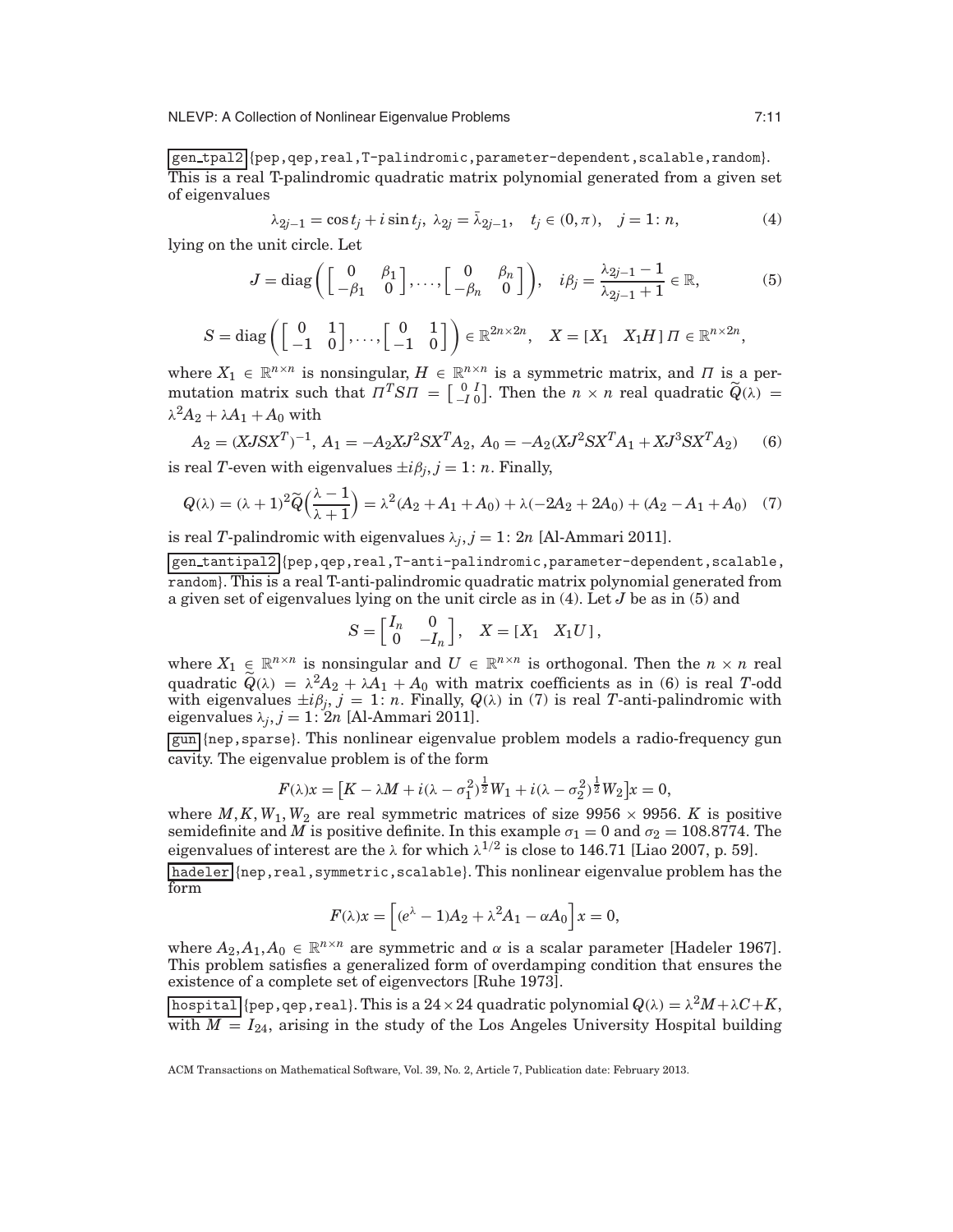gen_tpal2 {pep,qep,real,T-palindromic,parameter-dependent,scalable,random}. This is a real T-palindromic quadratic matrix polynomial generated from a given set of eigenvalues

$$\lambda_{2j-1} = \cos t_j + i \sin t_j,\ \lambda_{2j} = \bar{\lambda}_{2j-1}, \quad t_j \in (0, \pi), \quad j = 1\colon n, \tag{4}$$

lying on the unit circle. Let

$$J = \mathrm{diag}\left( \begin{bmatrix} 0 & \beta_1 \\ -\beta_1 & 0 \end{bmatrix}, \ldots, \begin{bmatrix} 0 & \beta_n \\ -\beta_n & 0 \end{bmatrix} \right), \quad i\beta_j = \frac{\lambda_{2j-1} - 1}{\lambda_{2j-1} + 1} \in \mathbb{R}, \tag{5}$$

$$S = \mathrm{diag}\left( \begin{bmatrix} 0 & 1 \\ -1 & 0 \end{bmatrix}, \ldots, \begin{bmatrix} 0 & 1 \\ -1 & 0 \end{bmatrix} \right) \in \mathbb{R}^{2n \times 2n}, \quad X = [X_1 \quad X_1 H]\, \Pi \in \mathbb{R}^{n \times 2n},$$

where $X_1 \in \mathbb{R}^{n \times n}$ is nonsingular, $H \in \mathbb{R}^{n \times n}$ is a symmetric matrix, and $\Pi$ is a permutation matrix such that $\Pi^T S \Pi = \left[\begin{smallmatrix} 0 & I \\ -I & 0 \end{smallmatrix}\right]$. Then the $n \times n$ real quadratic $\widetilde{Q}(\lambda) = \lambda^2 A_2 + \lambda A_1 + A_0$ with

$$A_2 = (XJSX^T)^{-1},\ A_1 = -A_2 XJ^2 SX^T A_2,\ A_0 = -A_2(XJ^2 SX^T A_1 + XJ^3 SX^T A_2) \tag{6}$$

is real $T$-even with eigenvalues $\pm i\beta_j, j = 1\colon n$. Finally,

$$Q(\lambda) = (\lambda + 1)^2 \widetilde{Q}\Big(\frac{\lambda - 1}{\lambda + 1}\Big) = \lambda^2(A_2 + A_1 + A_0) + \lambda(-2A_2 + 2A_0) + (A_2 - A_1 + A_0) \tag{7}$$

is real $T$-palindromic with eigenvalues $\lambda_j, j = 1\colon 2n$ [Al-Ammari 2011].

gen_tantipal2 {pep,qep,real,T-anti-palindromic,parameter-dependent,scalable, random}. This is a real T-anti-palindromic quadratic matrix polynomial generated from a given set of eigenvalues lying on the unit circle as in (4). Let $J$ be as in (5) and

$$S = \begin{bmatrix} I_n & 0 \\ 0 & -I_n \end{bmatrix}, \quad X = [X_1 \quad X_1 U],$$

where $X_1 \in \mathbb{R}^{n \times n}$ is nonsingular and $U \in \mathbb{R}^{n \times n}$ is orthogonal. Then the $n \times n$ real quadratic $\widetilde{Q}(\lambda) = \lambda^2 A_2 + \lambda A_1 + A_0$ with matrix coefficients as in (6) is real $T$-odd with eigenvalues $\pm i\beta_j$, $j = 1\colon n$. Finally, $Q(\lambda)$ in (7) is real $T$-anti-palindromic with eigenvalues $\lambda_j, j = 1\colon 2n$ [Al-Ammari 2011].

gun {nep,sparse}. This nonlinear eigenvalue problem models a radio-frequency gun cavity. The eigenvalue problem is of the form

$$F(\lambda)x = \big[K - \lambda M + i(\lambda - \sigma_1^2)^{\frac{1}{2}} W_1 + i(\lambda - \sigma_2^2)^{\frac{1}{2}} W_2\big] x = 0,$$

where $M, K, W_1, W_2$ are real symmetric matrices of size $9956 \times 9956$. $K$ is positive semidefinite and $M$ is positive definite. In this example $\sigma_1 = 0$ and $\sigma_2 = 108.8774$. The eigenvalues of interest are the $\lambda$ for which $\lambda^{1/2}$ is close to 146.71 [Liao 2007, p. 59].

hadeler {nep,real,symmetric,scalable}. This nonlinear eigenvalue problem has the form

$$F(\lambda)x = \Big[(e^{\lambda} - 1)A_2 + \lambda^2 A_1 - \alpha A_0\Big] x = 0,$$

where $A_2, A_1, A_0 \in \mathbb{R}^{n \times n}$ are symmetric and $\alpha$ is a scalar parameter [Hadeler 1967]. This problem satisfies a generalized form of overdamping condition that ensures the existence of a complete set of eigenvectors [Ruhe 1973].

hospital {pep,qep,real}. This is a $24 \times 24$ quadratic polynomial $Q(\lambda) = \lambda^2 M + \lambda C + K$, with $M = I_{24}$, arising in the study of the Los Angeles University Hospital building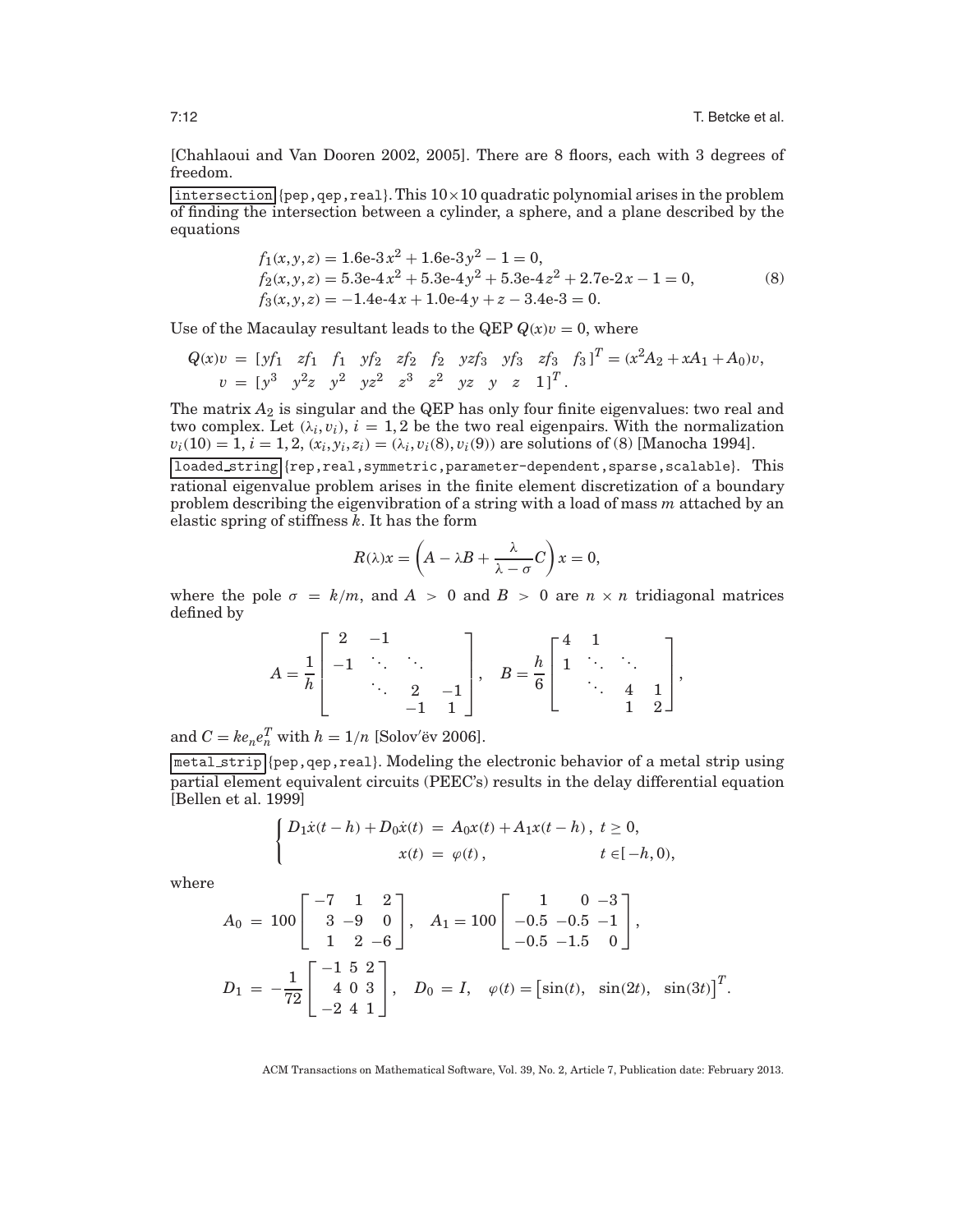[Chahlaoui and Van Dooren 2002, 2005]. There are 8 floors, each with 3 degrees of freedom.

`intersection` {pep, qep, real}. This $10\times 10$ quadratic polynomial arises in the problem of finding the intersection between a cylinder, a sphere, and a plane described by the equations

$$
\begin{aligned}
f_1(x,y,z) &= 1.6\text{e-}3\,x^2 + 1.6\text{e-}3\,y^2 - 1 = 0,\\
f_2(x,y,z) &= 5.3\text{e-}4\,x^2 + 5.3\text{e-}4\,y^2 + 5.3\text{e-}4\,z^2 + 2.7\text{e-}2\,x - 1 = 0,\\
f_3(x,y,z) &= -1.4\text{e-}4\,x + 1.0\text{e-}4\,y + z - 3.4\text{e-}3 = 0.
\end{aligned}
\tag{8}
$$

Use of the Macaulay resultant leads to the QEP $Q(x)v = 0$, where

$$
\begin{aligned}
Q(x)v &= [yf_1 \quad zf_1 \quad f_1 \quad yf_2 \quad zf_2 \quad f_2 \quad yzf_3 \quad yf_3 \quad zf_3 \quad f_3]^T = (x^2A_2 + xA_1 + A_0)v,\\
v &= [y^3 \quad y^2z \quad y^2 \quad yz^2 \quad z^3 \quad z^2 \quad yz \quad y \quad z \quad 1]^T.
\end{aligned}
$$

The matrix $A_2$ is singular and the QEP has only four finite eigenvalues: two real and two complex. Let $(\lambda_i, v_i)$, $i = 1,2$ be the two real eigenpairs. With the normalization $v_i(10) = 1$, $i = 1,2$, $(x_i, y_i, z_i) = (\lambda_i, v_i(8), v_i(9))$ are solutions of (8) [Manocha 1994].

`loaded_string` {rep, real, symmetric, parameter-dependent, sparse, scalable}. This rational eigenvalue problem arises in the finite element discretization of a boundary problem describing the eigenvibration of a string with a load of mass $m$ attached by an elastic spring of stiffness $k$. It has the form

$$
R(\lambda)x = \left(A - \lambda B + \frac{\lambda}{\lambda - \sigma}C\right)x = 0,
$$

where the pole $\sigma = k/m$, and $A > 0$ and $B > 0$ are $n \times n$ tridiagonal matrices defined by

$$
A = \frac{1}{h}\begin{bmatrix} 2 & -1 & & \\ -1 & \ddots & \ddots & \\ & \ddots & 2 & -1 \\ & & -1 & 1 \end{bmatrix}, \quad
B = \frac{h}{6}\begin{bmatrix} 4 & 1 & & \\ 1 & \ddots & \ddots & \\ & \ddots & 4 & 1 \\ & & 1 & 2 \end{bmatrix},
$$

and $C = ke_ne_n^T$ with $h = 1/n$ [Solov'ëv 2006].

`metal_strip` {pep, qep, real}. Modeling the electronic behavior of a metal strip using partial element equivalent circuits (PEEC's) results in the delay differential equation [Bellen et al. 1999]

$$
\begin{cases}
D_1\dot{x}(t-h) + D_0\dot{x}(t) = A_0x(t) + A_1x(t-h), & t \ge 0,\\
x(t) = \varphi(t), & t \in [-h, 0),
\end{cases}
$$

where

$$
A_0 = 100\begin{bmatrix} -7 & 1 & 2 \\ 3 & -9 & 0 \\ 1 & 2 & -6 \end{bmatrix}, \quad
A_1 = 100\begin{bmatrix} 1 & 0 & -3 \\ -0.5 & -0.5 & -1 \\ -0.5 & -1.5 & 0 \end{bmatrix},
$$

$$
D_1 = -\frac{1}{72}\begin{bmatrix} -1 & 5 & 2 \\ 4 & 0 & 3 \\ -2 & 4 & 1 \end{bmatrix}, \quad D_0 = I, \quad \varphi(t) = \begin{bmatrix}\sin(t), & \sin(2t), & \sin(3t)\end{bmatrix}^T.
$$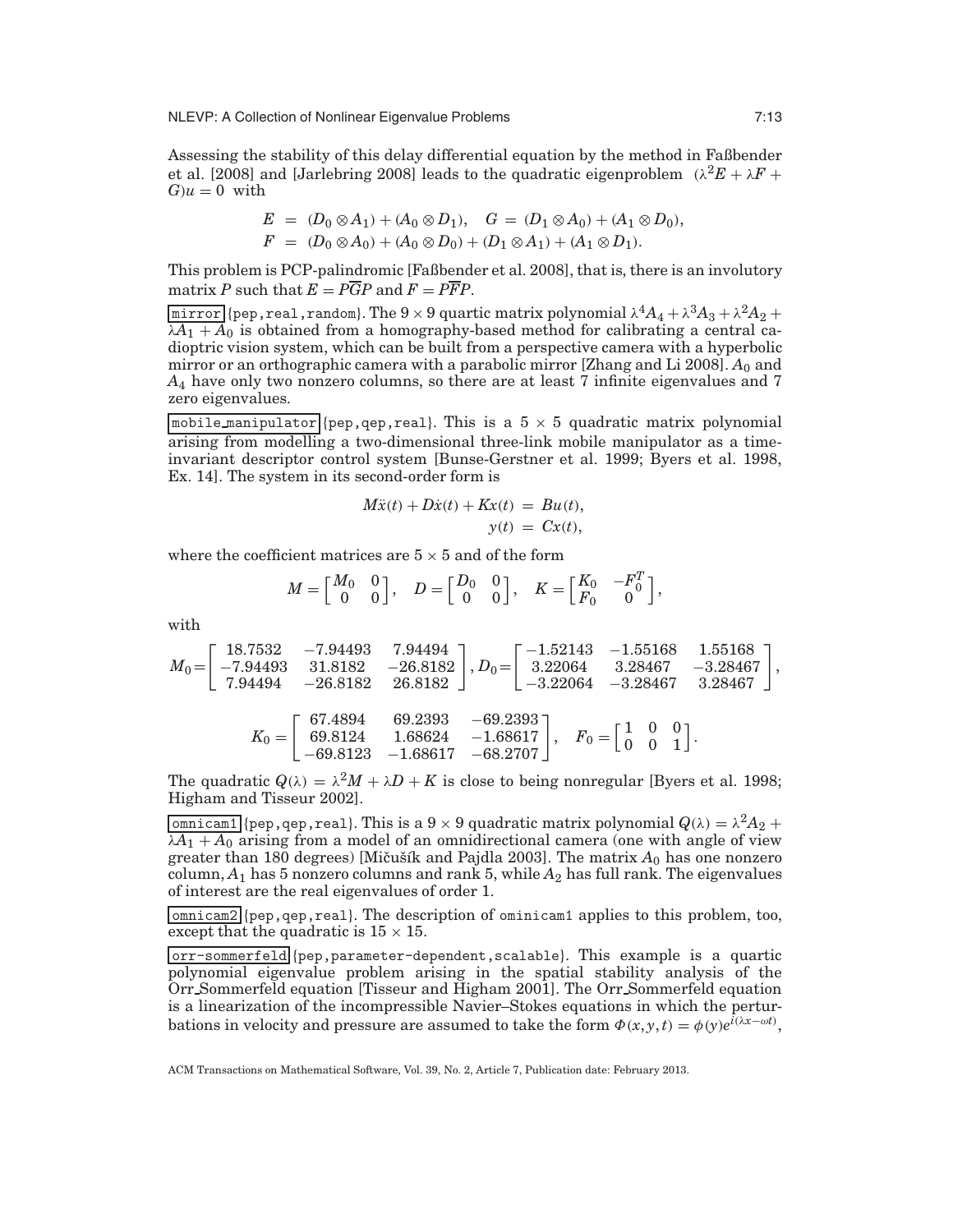Assessing the stability of this delay differential equation by the method in Faßbender et al. [2008] and [Jarlebring 2008] leads to the quadratic eigenproblem $(\lambda^2 E + \lambda F + G)u = 0$ with

$$E = (D_0 \otimes A_1) + (A_0 \otimes D_1), \quad G = (D_1 \otimes A_0) + (A_1 \otimes D_0),$$
$$F = (D_0 \otimes A_0) + (A_0 \otimes D_0) + (D_1 \otimes A_1) + (A_1 \otimes D_1).$$

This problem is PCP-palindromic [Faßbender et al. 2008], that is, there is an involutory matrix $P$ such that $E = P\overline{G}P$ and $F = P\overline{F}P$.

`mirror` {pep, real, random}. The $9 \times 9$ quartic matrix polynomial $\lambda^4 A_4 + \lambda^3 A_3 + \lambda^2 A_2 + \lambda A_1 + A_0$ is obtained from a homography-based method for calibrating a central catadioptric vision system, which can be built from a perspective camera with a hyperbolic mirror or an orthographic camera with a parabolic mirror [Zhang and Li 2008]. $A_0$ and $A_4$ have only two nonzero columns, so there are at least 7 infinite eigenvalues and 7 zero eigenvalues.

`mobile_manipulator` {pep, qep, real}. This is a $5 \times 5$ quadratic matrix polynomial arising from modelling a two-dimensional three-link mobile manipulator as a time-invariant descriptor control system [Bunse-Gerstner et al. 1999; Byers et al. 1998, Ex. 14]. The system in its second-order form is

$$M\ddot{x}(t) + D\dot{x}(t) + Kx(t) = Bu(t),$$
$$y(t) = Cx(t),$$

where the coefficient matrices are $5 \times 5$ and of the form

$$M = \begin{bmatrix} M_0 & 0 \\ 0 & 0 \end{bmatrix}, \quad D = \begin{bmatrix} D_0 & 0 \\ 0 & 0 \end{bmatrix}, \quad K = \begin{bmatrix} K_0 & -F_0^T \\ F_0 & 0 \end{bmatrix},$$

with

$$M_0 = \begin{bmatrix} 18.7532 & -7.94493 & 7.94494 \\ -7.94493 & 31.8182 & -26.8182 \\ 7.94494 & -26.8182 & 26.8182 \end{bmatrix}, D_0 = \begin{bmatrix} -1.52143 & -1.55168 & 1.55168 \\ 3.22064 & 3.28467 & -3.28467 \\ -3.22064 & -3.28467 & 3.28467 \end{bmatrix},$$

$$K_0 = \begin{bmatrix} 67.4894 & 69.2393 & -69.2393 \\ 69.8124 & 1.68624 & -1.68617 \\ -69.8123 & -1.68617 & -68.2707 \end{bmatrix}, \quad F_0 = \begin{bmatrix} 1 & 0 & 0 \\ 0 & 0 & 1 \end{bmatrix}.$$

The quadratic $Q(\lambda) = \lambda^2 M + \lambda D + K$ is close to being nonregular [Byers et al. 1998; Higham and Tisseur 2002].

`omnicam1` {pep, qep, real}. This is a $9 \times 9$ quadratic matrix polynomial $Q(\lambda) = \lambda^2 A_2 + \lambda A_1 + A_0$ arising from a model of an omnidirectional camera (one with angle of view greater than 180 degrees) [Mičušík and Pajdla 2003]. The matrix $A_0$ has one nonzero column, $A_1$ has 5 nonzero columns and rank 5, while $A_2$ has full rank. The eigenvalues of interest are the real eigenvalues of order 1.

`omnicam2` {pep, qep, real}. The description of ominicam1 applies to this problem, too, except that the quadratic is $15 \times 15$.

`orr-sommerfeld` {pep, parameter-dependent, scalable}. This example is a quartic polynomial eigenvalue problem arising in the spatial stability analysis of the Orr_Sommerfeld equation [Tisseur and Higham 2001]. The Orr_Sommerfeld equation is a linearization of the incompressible Navier–Stokes equations in which the perturbations in velocity and pressure are assumed to take the form $\Phi(x, y, t) = \phi(y)e^{i(\lambda x - \omega t)}$,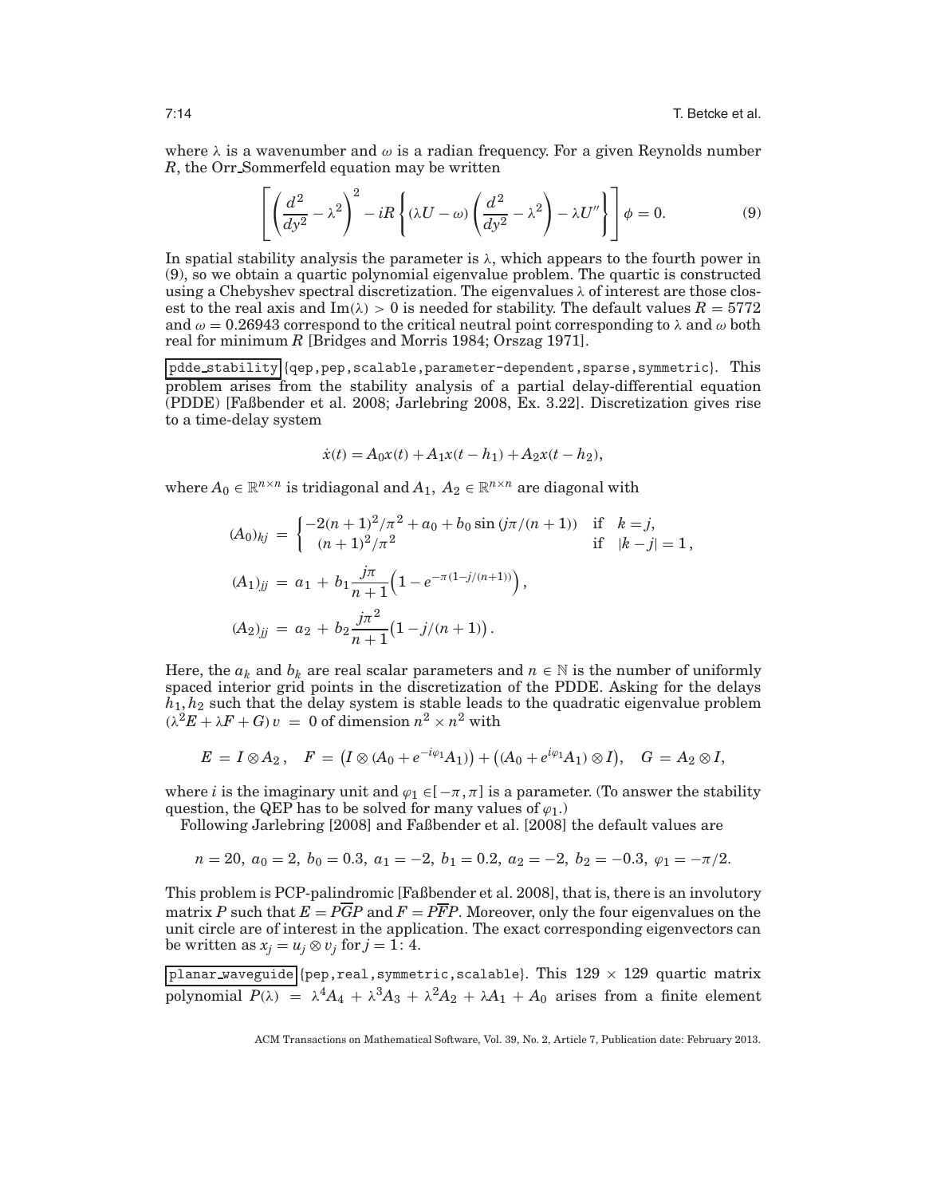where $\lambda$ is a wavenumber and $\omega$ is a radian frequency. For a given Reynolds number $R$, the Orr_Sommerfeld equation may be written

$$\left[\left(\frac{d^2}{dy^2}-\lambda^2\right)^2 - iR\left\{(\lambda U-\omega)\left(\frac{d^2}{dy^2}-\lambda^2\right)-\lambda U''\right\}\right]\phi = 0. \tag{9}$$

In spatial stability analysis the parameter is $\lambda$, which appears to the fourth power in (9), so we obtain a quartic polynomial eigenvalue problem. The quartic is constructed using a Chebyshev spectral discretization. The eigenvalues $\lambda$ of interest are those closest to the real axis and $\mathrm{Im}(\lambda) > 0$ is needed for stability. The default values $R = 5772$ and $\omega = 0.26943$ correspond to the critical neutral point corresponding to $\lambda$ and $\omega$ both real for minimum $R$ [Bridges and Morris 1984; Orszag 1971].

pdde_stability {qep, pep, scalable, parameter-dependent, sparse, symmetric}. This problem arises from the stability analysis of a partial delay-differential equation (PDDE) [Faßbender et al. 2008; Jarlebring 2008, Ex. 3.22]. Discretization gives rise to a time-delay system

$$\dot{x}(t) = A_0x(t) + A_1x(t-h_1) + A_2x(t-h_2),$$

where $A_0 \in \mathbb{R}^{n\times n}$ is tridiagonal and $A_1,\ A_2 \in \mathbb{R}^{n\times n}$ are diagonal with

$$(A_0)_{kj} = \begin{cases} -2(n+1)^2/\pi^2 + a_0 + b_0\sin(j\pi/(n+1)) & \text{if} \quad k=j, \\ (n+1)^2/\pi^2 & \text{if} \quad |k-j| = 1\,, \end{cases}$$

$$(A_1)_{jj} = a_1 + b_1\frac{j\pi}{n+1}\left(1-e^{-\pi(1-j/(n+1))}\right),$$

$$(A_2)_{jj} = a_2 + b_2\frac{j\pi^2}{n+1}\left(1-j/(n+1)\right).$$

Here, the $a_k$ and $b_k$ are real scalar parameters and $n \in \mathbb{N}$ is the number of uniformly spaced interior grid points in the discretization of the PDDE. Asking for the delays $h_1, h_2$ such that the delay system is stable leads to the quadratic eigenvalue problem $(\lambda^2E + \lambda F + G)\,v = 0$ of dimension $n^2 \times n^2$ with

$$E = I\otimes A_2\,,\quad F = \left(I\otimes(A_0+e^{-i\varphi_1}A_1)\right) + \left((A_0+e^{i\varphi_1}A_1)\otimes I\right),\quad G = A_2\otimes I,$$

where $i$ is the imaginary unit and $\varphi_1 \in [-\pi, \pi]$ is a parameter. (To answer the stability question, the QEP has to be solved for many values of $\varphi_1$.)

Following Jarlebring [2008] and Faßbender et al. [2008] the default values are

$$n = 20,\ a_0 = 2,\ b_0 = 0.3,\ a_1 = -2,\ b_1 = 0.2,\ a_2 = -2,\ b_2 = -0.3,\ \varphi_1 = -\pi/2.$$

This problem is PCP-palindromic [Faßbender et al. 2008], that is, there is an involutory matrix $P$ such that $E = P\overline{G}P$ and $F = P\overline{F}P$. Moreover, only the four eigenvalues on the unit circle are of interest in the application. The exact corresponding eigenvectors can be written as $x_j = u_j \otimes v_j$ for $j = 1\colon 4$.

planar_waveguide {pep, real, symmetric, scalable}. This $129 \times 129$ quartic matrix polynomial $P(\lambda) = \lambda^4A_4 + \lambda^3A_3 + \lambda^2A_2 + \lambda A_1 + A_0$ arises from a finite element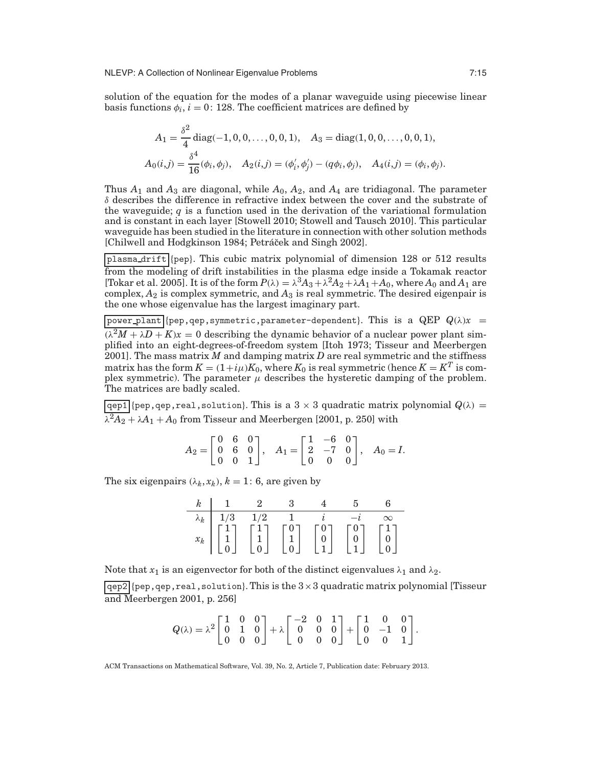solution of the equation for the modes of a planar waveguide using piecewise linear basis functions $\phi_i$, $i = 0{:}\ 128$. The coefficient matrices are defined by

$$A_1 = \frac{\delta^2}{4}\,\mathrm{diag}(-1, 0, 0, \ldots, 0, 0, 1), \quad A_3 = \mathrm{diag}(1, 0, 0, \ldots, 0, 0, 1),$$

$$A_0(i,j) = \frac{\delta^4}{16}(\phi_i, \phi_j), \quad A_2(i,j) = (\phi_i', \phi_j') - (q\phi_i, \phi_j), \quad A_4(i,j) = (\phi_i, \phi_j).$$

Thus $A_1$ and $A_3$ are diagonal, while $A_0$, $A_2$, and $A_4$ are tridiagonal. The parameter $\delta$ describes the difference in refractive index between the cover and the substrate of the waveguide; $q$ is a function used in the derivation of the variational formulation and is constant in each layer [Stowell 2010; Stowell and Tausch 2010]. This particular waveguide has been studied in the literature in connection with other solution methods [Chilwell and Hodgkinson 1984; Petráček and Singh 2002].

`plasma_drift` {pep}. This cubic matrix polynomial of dimension 128 or 512 results from the modeling of drift instabilities in the plasma edge inside a Tokamak reactor [Tokar et al. 2005]. It is of the form $P(\lambda) = \lambda^3 A_3 + \lambda^2 A_2 + \lambda A_1 + A_0$, where $A_0$ and $A_1$ are complex, $A_2$ is complex symmetric, and $A_3$ is real symmetric. The desired eigenpair is the one whose eigenvalue has the largest imaginary part.

`power_plant` {pep, qep, symmetric, parameter-dependent}. This is a QEP $Q(\lambda)x = (\lambda^2 M + \lambda D + K)x = 0$ describing the dynamic behavior of a nuclear power plant simplified into an eight-degrees-of-freedom system [Itoh 1973; Tisseur and Meerbergen 2001]. The mass matrix $M$ and damping matrix $D$ are real symmetric and the stiffness matrix has the form $K = (1 + i\mu)K_0$, where $K_0$ is real symmetric (hence $K = K^T$ is complex symmetric). The parameter $\mu$ describes the hysteretic damping of the problem. The matrices are badly scaled.

`qep1` {pep, qep, real, solution}. This is a $3 \times 3$ quadratic matrix polynomial $Q(\lambda) = \lambda^2 A_2 + \lambda A_1 + A_0$ from Tisseur and Meerbergen [2001, p. 250] with

$$A_2 = \begin{bmatrix} 0 & 6 & 0 \\ 0 & 6 & 0 \\ 0 & 0 & 1 \end{bmatrix}, \quad A_1 = \begin{bmatrix} 1 & -6 & 0 \\ 2 & -7 & 0 \\ 0 & 0 & 0 \end{bmatrix}, \quad A_0 = I.$$

The six eigenpairs $(\lambda_k, x_k)$, $k = 1{:}\ 6$, are given by

| $k$ | 1 | 2 | 3 | 4 | 5 | 6 |
|---|---|---|---|---|---|---|
| $\lambda_k$ | $1/3$ | $1/2$ | $1$ | $i$ | $-i$ | $\infty$ |
| $x_k$ | $\begin{bmatrix} 1 \\ 1 \\ 0 \end{bmatrix}$ | $\begin{bmatrix} 1 \\ 1 \\ 0 \end{bmatrix}$ | $\begin{bmatrix} 0 \\ 1 \\ 0 \end{bmatrix}$ | $\begin{bmatrix} 0 \\ 0 \\ 1 \end{bmatrix}$ | $\begin{bmatrix} 0 \\ 0 \\ 1 \end{bmatrix}$ | $\begin{bmatrix} 1 \\ 0 \\ 0 \end{bmatrix}$ |

Note that $x_1$ is an eigenvector for both of the distinct eigenvalues $\lambda_1$ and $\lambda_2$.

`qep2` {pep, qep, real, solution}. This is the $3 \times 3$ quadratic matrix polynomial [Tisseur and Meerbergen 2001, p. 256]

$$Q(\lambda) = \lambda^2 \begin{bmatrix} 1 & 0 & 0 \\ 0 & 1 & 0 \\ 0 & 0 & 0 \end{bmatrix} + \lambda \begin{bmatrix} -2 & 0 & 1 \\ 0 & 0 & 0 \\ 0 & 0 & 0 \end{bmatrix} + \begin{bmatrix} 1 & 0 & 0 \\ 0 & -1 & 0 \\ 0 & 0 & 1 \end{bmatrix}.$$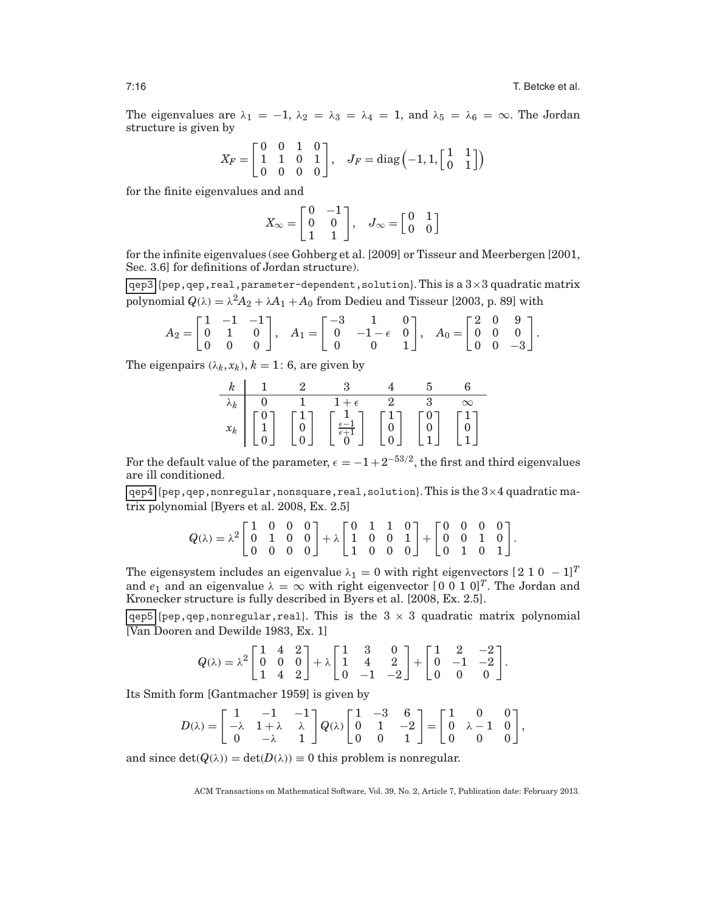The eigenvalues are $\lambda_1 = -1$, $\lambda_2 = \lambda_3 = \lambda_4 = 1$, and $\lambda_5 = \lambda_6 = \infty$. The Jordan structure is given by

$$X_F = \begin{bmatrix} 0 & 0 & 1 & 0 \\ 1 & 1 & 0 & 1 \\ 0 & 0 & 0 & 0 \end{bmatrix}, \quad J_F = \operatorname{diag}\left(-1, 1, \begin{bmatrix} 1 & 1 \\ 0 & 1 \end{bmatrix}\right)$$

for the finite eigenvalues and and

$$X_\infty = \begin{bmatrix} 0 & -1 \\ 0 & 0 \\ 1 & 1 \end{bmatrix}, \quad J_\infty = \begin{bmatrix} 0 & 1 \\ 0 & 0 \end{bmatrix}$$

for the infinite eigenvalues (see Gohberg et al. [2009] or Tisseur and Meerbergen [2001, Sec. 3.6] for definitions of Jordan structure).

qep3 {pep, qep, real, parameter-dependent, solution}. This is a $3 \times 3$ quadratic matrix polynomial $Q(\lambda) = \lambda^2 A_2 + \lambda A_1 + A_0$ from Dedieu and Tisseur [2003, p. 89] with

$$A_2 = \begin{bmatrix} 1 & -1 & -1 \\ 0 & 1 & 0 \\ 0 & 0 & 0 \end{bmatrix}, \quad A_1 = \begin{bmatrix} -3 & 1 & 0 \\ 0 & -1-\epsilon & 0 \\ 0 & 0 & 1 \end{bmatrix}, \quad A_0 = \begin{bmatrix} 2 & 0 & 9 \\ 0 & 0 & 0 \\ 0 & 0 & -3 \end{bmatrix}.$$

The eigenpairs $(\lambda_k, x_k)$, $k = 1\colon 6$, are given by

| $k$ | 1 | 2 | 3 | 4 | 5 | 6 |
|---|---|---|---|---|---|---|
| $\lambda_k$ | $0$ | $1$ | $1+\epsilon$ | $2$ | $3$ | $\infty$ |
| $x_k$ | $\begin{bmatrix} 0 \\ 1 \\ 0 \end{bmatrix}$ | $\begin{bmatrix} 1 \\ 0 \\ 0 \end{bmatrix}$ | $\begin{bmatrix} 1 \\ \frac{\epsilon-1}{\epsilon+1} \\ 0 \end{bmatrix}$ | $\begin{bmatrix} 1 \\ 0 \\ 0 \end{bmatrix}$ | $\begin{bmatrix} 0 \\ 0 \\ 1 \end{bmatrix}$ | $\begin{bmatrix} 1 \\ 0 \\ 1 \end{bmatrix}$ |

For the default value of the parameter, $\epsilon = -1 + 2^{-53/2}$, the first and third eigenvalues are ill conditioned.

qep4 {pep, qep, nonregular, nonsquare, real, solution}. This is the $3 \times 4$ quadratic matrix polynomial [Byers et al. 2008, Ex. 2.5]

$$Q(\lambda) = \lambda^2 \begin{bmatrix} 1 & 0 & 0 & 0 \\ 0 & 1 & 0 & 0 \\ 0 & 0 & 0 & 0 \end{bmatrix} + \lambda \begin{bmatrix} 0 & 1 & 1 & 0 \\ 1 & 0 & 0 & 1 \\ 1 & 0 & 0 & 0 \end{bmatrix} + \begin{bmatrix} 0 & 0 & 0 & 0 \\ 0 & 0 & 1 & 0 \\ 0 & 1 & 0 & 1 \end{bmatrix}.$$

The eigensystem includes an eigenvalue $\lambda_1 = 0$ with right eigenvectors $[2\ 1\ 0\ -1]^T$ and $e_1$ and an eigenvalue $\lambda = \infty$ with right eigenvector $[0\ 0\ 1\ 0]^T$. The Jordan and Kronecker structure is fully described in Byers et al. [2008, Ex. 2.5].

qep5 {pep, qep, nonregular, real}. This is the $3 \times 3$ quadratic matrix polynomial [Van Dooren and Dewilde 1983, Ex. 1]

$$Q(\lambda) = \lambda^2 \begin{bmatrix} 1 & 4 & 2 \\ 0 & 0 & 0 \\ 1 & 4 & 2 \end{bmatrix} + \lambda \begin{bmatrix} 1 & 3 & 0 \\ 1 & 4 & 2 \\ 0 & -1 & -2 \end{bmatrix} + \begin{bmatrix} 1 & 2 & -2 \\ 0 & -1 & -2 \\ 0 & 0 & 0 \end{bmatrix}.$$

Its Smith form [Gantmacher 1959] is given by

$$D(\lambda) = \begin{bmatrix} 1 & -1 & -1 \\ -\lambda & 1+\lambda & \lambda \\ 0 & -\lambda & 1 \end{bmatrix} Q(\lambda) \begin{bmatrix} 1 & -3 & 6 \\ 0 & 1 & -2 \\ 0 & 0 & 1 \end{bmatrix} = \begin{bmatrix} 1 & 0 & 0 \\ 0 & \lambda - 1 & 0 \\ 0 & 0 & 0 \end{bmatrix},$$

and since $\det(Q(\lambda)) = \det(D(\lambda)) \equiv 0$ this problem is nonregular.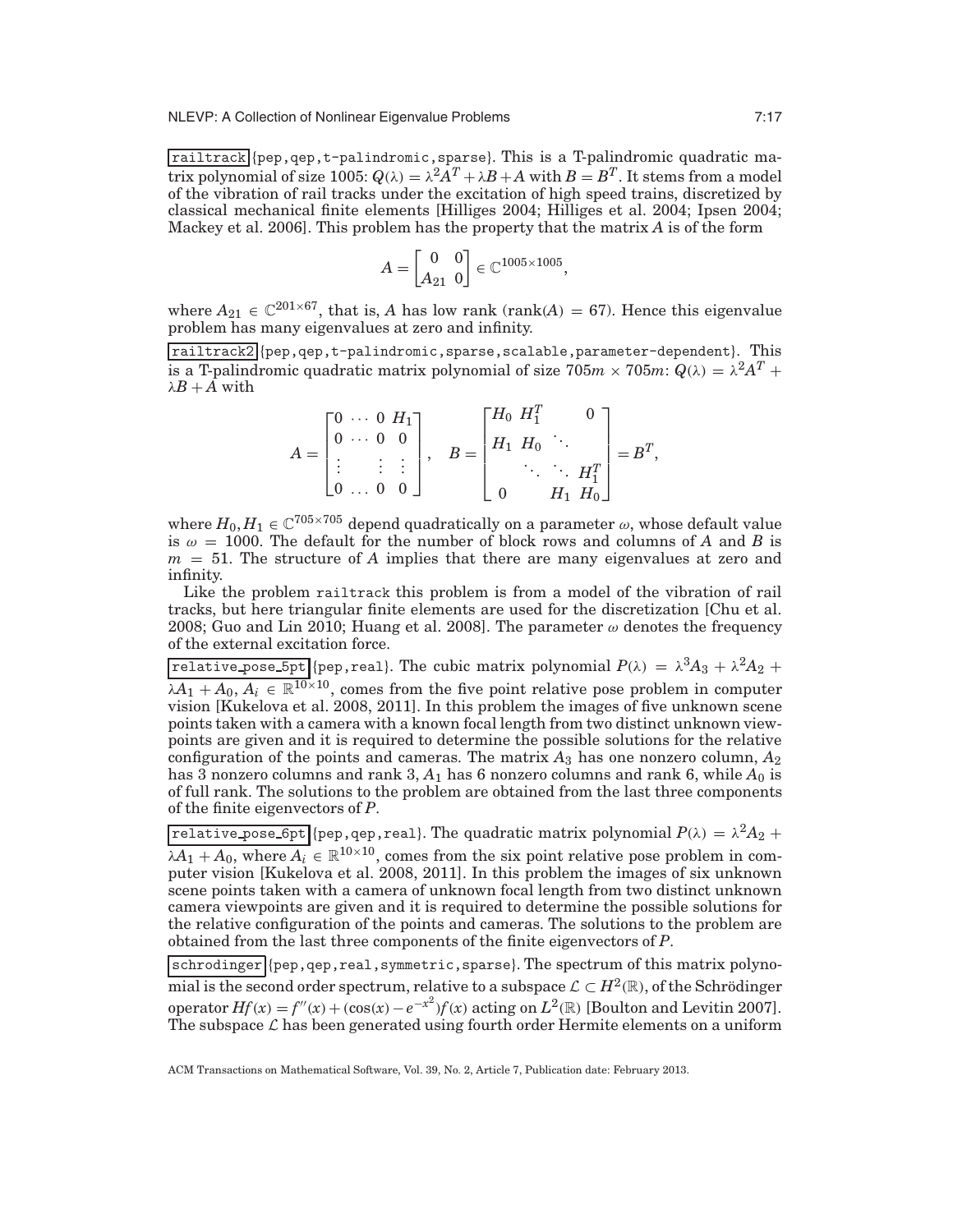`railtrack` {pep,qep,t-palindromic,sparse}. This is a T-palindromic quadratic matrix polynomial of size 1005: $Q(\lambda) = \lambda^2 A^T + \lambda B + A$ with $B = B^T$. It stems from a model of the vibration of rail tracks under the excitation of high speed trains, discretized by classical mechanical finite elements [Hilliges 2004; Hilliges et al. 2004; Ipsen 2004; Mackey et al. 2006]. This problem has the property that the matrix $A$ is of the form

$$A = \begin{bmatrix} 0 & 0 \\ A_{21} & 0 \end{bmatrix} \in \mathbb{C}^{1005\times 1005},$$

where $A_{21} \in \mathbb{C}^{201\times 67}$, that is, $A$ has low rank ($\mathrm{rank}(A) = 67$). Hence this eigenvalue problem has many eigenvalues at zero and infinity.

`railtrack2` {pep,qep,t-palindromic,sparse,scalable,parameter-dependent}. This is a T-palindromic quadratic matrix polynomial of size $705m \times 705m$: $Q(\lambda) = \lambda^2 A^T + \lambda B + A$ with

$$A = \begin{bmatrix} 0 & \cdots & 0 & H_1 \\ 0 & \cdots & 0 & 0 \\ \vdots & & \vdots & \vdots \\ 0 & \ldots & 0 & 0 \end{bmatrix}, \quad B = \begin{bmatrix} H_0 & H_1^T & & 0 \\ H_1 & H_0 & \ddots & \\ & \ddots & \ddots & H_1^T \\ 0 & & H_1 & H_0 \end{bmatrix} = B^T,$$

where $H_0, H_1 \in \mathbb{C}^{705\times 705}$ depend quadratically on a parameter $\omega$, whose default value is $\omega = 1000$. The default for the number of block rows and columns of $A$ and $B$ is $m = 51$. The structure of $A$ implies that there are many eigenvalues at zero and infinity.

Like the problem `railtrack` this problem is from a model of the vibration of rail tracks, but here triangular finite elements are used for the discretization [Chu et al. 2008; Guo and Lin 2010; Huang et al. 2008]. The parameter $\omega$ denotes the frequency of the external excitation force.

`relative_pose_5pt` {pep,real}. The cubic matrix polynomial $P(\lambda) = \lambda^3 A_3 + \lambda^2 A_2 + \lambda A_1 + A_0$, $A_i \in \mathbb{R}^{10\times 10}$, comes from the five point relative pose problem in computer vision [Kukelova et al. 2008, 2011]. In this problem the images of five unknown scene points taken with a camera with a known focal length from two distinct unknown viewpoints are given and it is required to determine the possible solutions for the relative configuration of the points and cameras. The matrix $A_3$ has one nonzero column, $A_2$ has 3 nonzero columns and rank 3, $A_1$ has 6 nonzero columns and rank 6, while $A_0$ is of full rank. The solutions to the problem are obtained from the last three components of the finite eigenvectors of $P$.

`relative_pose_6pt` {pep,qep,real}. The quadratic matrix polynomial $P(\lambda) = \lambda^2 A_2 + \lambda A_1 + A_0$, where $A_i \in \mathbb{R}^{10\times 10}$, comes from the six point relative pose problem in computer vision [Kukelova et al. 2008, 2011]. In this problem the images of six unknown scene points taken with a camera of unknown focal length from two distinct unknown camera viewpoints are given and it is required to determine the possible solutions for the relative configuration of the points and cameras. The solutions to the problem are obtained from the last three components of the finite eigenvectors of $P$.

`schrodinger` {pep,qep,real,symmetric,sparse}. The spectrum of this matrix polynomial is the second order spectrum, relative to a subspace $\mathcal{L} \subset H^2(\mathbb{R})$, of the Schrödinger operator $Hf(x) = f''(x) + (\cos(x) - e^{-x^2})f(x)$ acting on $L^2(\mathbb{R})$ [Boulton and Levitin 2007]. The subspace $\mathcal{L}$ has been generated using fourth order Hermite elements on a uniform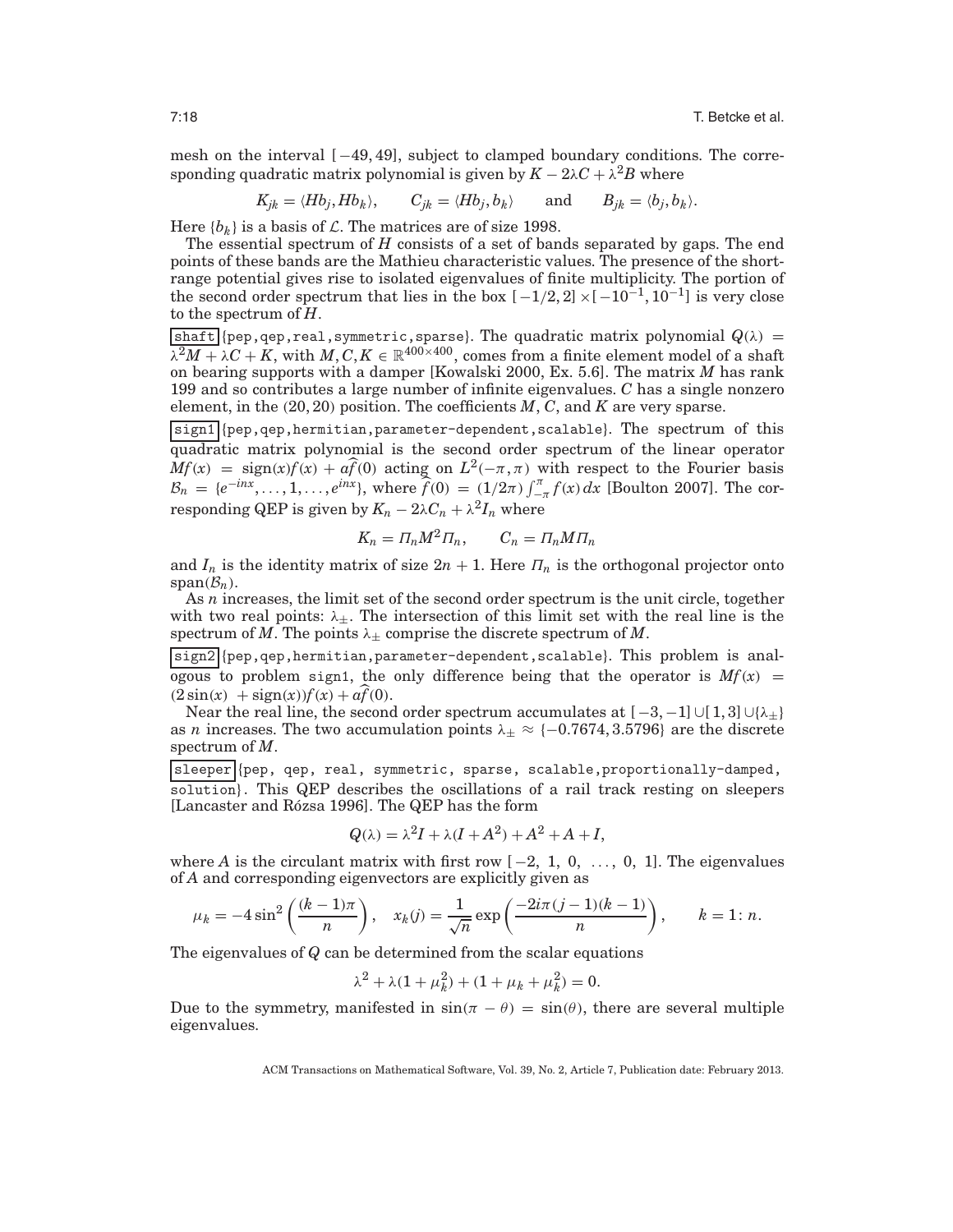mesh on the interval $[-49, 49]$, subject to clamped boundary conditions. The corresponding quadratic matrix polynomial is given by $K - 2\lambda C + \lambda^2 B$ where

$$K_{jk} = \langle Hb_j, Hb_k \rangle, \qquad C_{jk} = \langle Hb_j, b_k \rangle \qquad \text{and} \qquad B_{jk} = \langle b_j, b_k \rangle.$$

Here $\{b_k\}$ is a basis of $\mathcal{L}$. The matrices are of size 1998.

The essential spectrum of $H$ consists of a set of bands separated by gaps. The end points of these bands are the Mathieu characteristic values. The presence of the short-range potential gives rise to isolated eigenvalues of finite multiplicity. The portion of the second order spectrum that lies in the box $[-1/2, 2] \times [-10^{-1}, 10^{-1}]$ is very close to the spectrum of $H$.

shaft {pep,qep,real,symmetric,sparse}. The quadratic matrix polynomial $Q(\lambda) = \lambda^2 M + \lambda C + K$, with $M, C, K \in \mathbb{R}^{400\times 400}$, comes from a finite element model of a shaft on bearing supports with a damper [Kowalski 2000, Ex. 5.6]. The matrix $M$ has rank 199 and so contributes a large number of infinite eigenvalues. $C$ has a single nonzero element, in the $(20, 20)$ position. The coefficients $M$, $C$, and $K$ are very sparse.

sign1 {pep,qep,hermitian,parameter-dependent,scalable}. The spectrum of this quadratic matrix polynomial is the second order spectrum of the linear operator $Mf(x) = \text{sign}(x)f(x) + a\widehat{f}(0)$ acting on $L^2(-\pi, \pi)$ with respect to the Fourier basis $\mathcal{B}_n = \{e^{-inx}, \ldots, 1, \ldots, e^{inx}\}$, where $\widehat{f}(0) = (1/2\pi)\int_{-\pi}^{\pi} f(x)\,dx$ [Boulton 2007]. The corresponding QEP is given by $K_n - 2\lambda C_n + \lambda^2 I_n$ where

$$K_n = \Pi_n M^2 \Pi_n, \qquad C_n = \Pi_n M \Pi_n$$

and $I_n$ is the identity matrix of size $2n + 1$. Here $\Pi_n$ is the orthogonal projector onto $\text{span}(\mathcal{B}_n)$.

As $n$ increases, the limit set of the second order spectrum is the unit circle, together with two real points: $\lambda_\pm$. The intersection of this limit set with the real line is the spectrum of $M$. The points $\lambda_\pm$ comprise the discrete spectrum of $M$.

sign2 {pep,qep,hermitian,parameter-dependent,scalable}. This problem is analogous to problem sign1, the only difference being that the operator is $Mf(x) = (2\sin(x) + \text{sign}(x))f(x) + a\widehat{f}(0)$.

Near the real line, the second order spectrum accumulates at $[-3, -1] \cup [1, 3] \cup \{\lambda_\pm\}$ as $n$ increases. The two accumulation points $\lambda_\pm \approx \{-0.7674, 3.5796\}$ are the discrete spectrum of $M$.

sleeper {pep, qep, real, symmetric, sparse, scalable,proportionally-damped, solution}. This QEP describes the oscillations of a rail track resting on sleepers [Lancaster and Rózsa 1996]. The QEP has the form

$$Q(\lambda) = \lambda^2 I + \lambda(I + A^2) + A^2 + A + I,$$

where $A$ is the circulant matrix with first row $[-2,\ 1,\ 0,\ \ldots,\ 0,\ 1]$. The eigenvalues of $A$ and corresponding eigenvectors are explicitly given as

$$\mu_k = -4\sin^2\left(\frac{(k-1)\pi}{n}\right), \quad x_k(j) = \frac{1}{\sqrt{n}}\exp\left(\frac{-2i\pi(j-1)(k-1)}{n}\right), \qquad k = 1\colon n.$$

The eigenvalues of $Q$ can be determined from the scalar equations

$$\lambda^2 + \lambda(1 + \mu_k^2) + (1 + \mu_k + \mu_k^2) = 0.$$

Due to the symmetry, manifested in $\sin(\pi - \theta) = \sin(\theta)$, there are several multiple eigenvalues.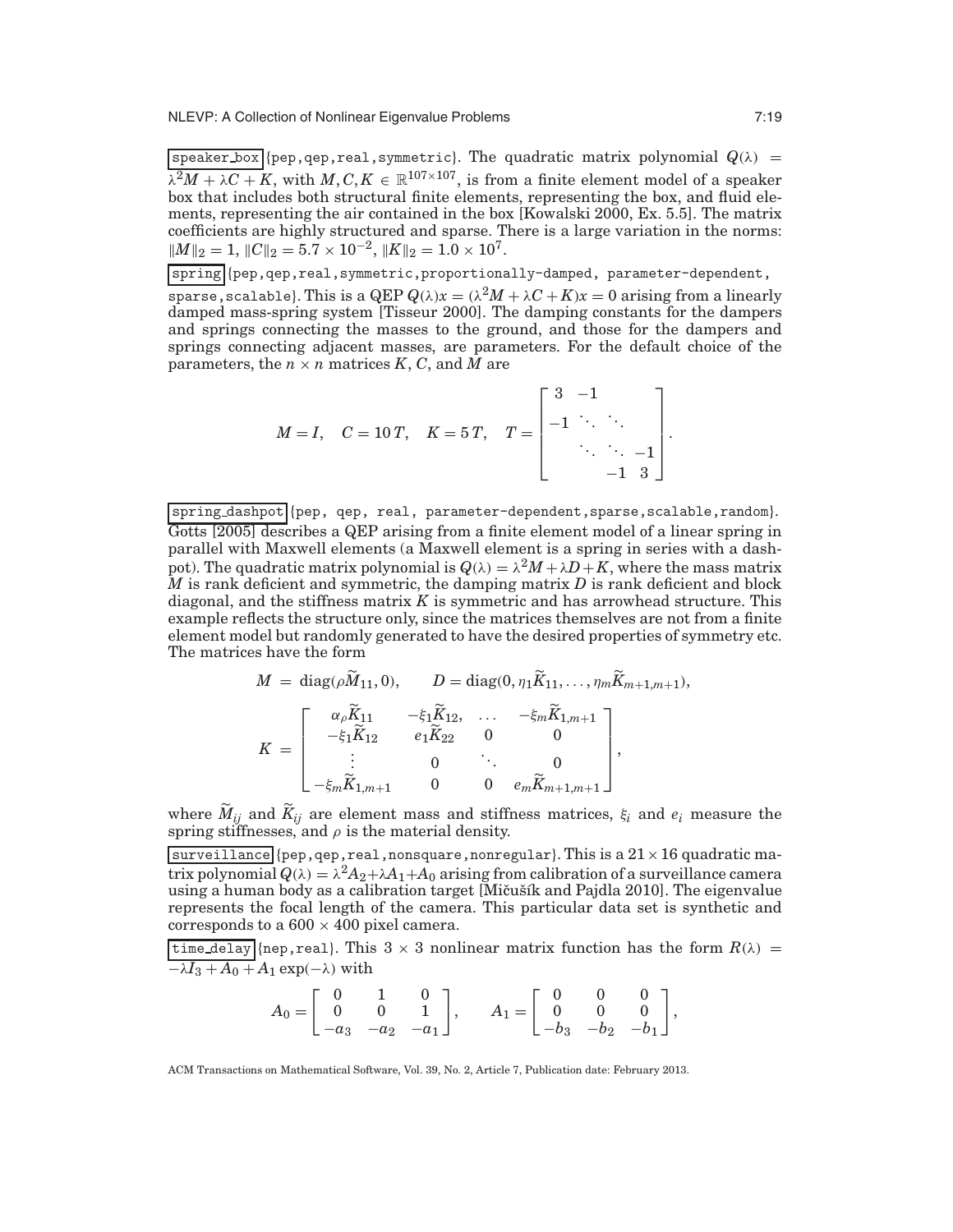`speaker_box` {pep,qep,real,symmetric}. The quadratic matrix polynomial $Q(\lambda) = \lambda^2 M + \lambda C + K$, with $M, C, K \in \mathbb{R}^{107\times 107}$, is from a finite element model of a speaker box that includes both structural finite elements, representing the box, and fluid elements, representing the air contained in the box [Kowalski 2000, Ex. 5.5]. The matrix coefficients are highly structured and sparse. There is a large variation in the norms: $\|M\|_2 = 1$, $\|C\|_2 = 5.7 \times 10^{-2}$, $\|K\|_2 = 1.0 \times 10^7$.

`spring` {pep,qep,real,symmetric,proportionally-damped, parameter-dependent, sparse,scalable}. This is a QEP $Q(\lambda)x = (\lambda^2 M + \lambda C + K)x = 0$ arising from a linearly damped mass-spring system [Tisseur 2000]. The damping constants for the dampers and springs connecting the masses to the ground, and those for the dampers and springs connecting adjacent masses, are parameters. For the default choice of the parameters, the $n \times n$ matrices $K$, $C$, and $M$ are

$$M = I, \quad C = 10\,T, \quad K = 5\,T, \quad T = \begin{bmatrix} 3 & -1 & & \\ -1 & \ddots & \ddots & \\ & \ddots & \ddots & -1 \\ & & -1 & 3 \end{bmatrix}.$$

`spring_dashpot` {pep, qep, real, parameter-dependent,sparse,scalable,random}. Gotts [2005] describes a QEP arising from a finite element model of a linear spring in parallel with Maxwell elements (a Maxwell element is a spring in series with a dashpot). The quadratic matrix polynomial is $Q(\lambda) = \lambda^2 M + \lambda D + K$, where the mass matrix $M$ is rank deficient and symmetric, the damping matrix $D$ is rank deficient and block diagonal, and the stiffness matrix $K$ is symmetric and has arrowhead structure. This example reflects the structure only, since the matrices themselves are not from a finite element model but randomly generated to have the desired properties of symmetry etc. The matrices have the form

$$M = \operatorname{diag}(\rho \widetilde{M}_{11}, 0), \qquad D = \operatorname{diag}(0, \eta_1 \widetilde{K}_{11}, \ldots, \eta_m \widetilde{K}_{m+1,m+1}),$$

$$K = \begin{bmatrix} \alpha_\rho \widetilde{K}_{11} & -\xi_1 \widetilde{K}_{12}, & \ldots & -\xi_m \widetilde{K}_{1,m+1} \\ -\xi_1 \widetilde{K}_{12} & e_1 \widetilde{K}_{22} & 0 & 0 \\ \vdots & 0 & \ddots & 0 \\ -\xi_m \widetilde{K}_{1,m+1} & 0 & 0 & e_m \widetilde{K}_{m+1,m+1} \end{bmatrix},$$

where $\widetilde{M}_{ij}$ and $\widetilde{K}_{ij}$ are element mass and stiffness matrices, $\xi_i$ and $e_i$ measure the spring stiffnesses, and $\rho$ is the material density.

`surveillance` {pep,qep,real,nonsquare,nonregular}. This is a $21 \times 16$ quadratic matrix polynomial $Q(\lambda) = \lambda^2 A_2 + \lambda A_1 + A_0$ arising from calibration of a surveillance camera using a human body as a calibration target [Mičušík and Pajdla 2010]. The eigenvalue represents the focal length of the camera. This particular data set is synthetic and corresponds to a $600 \times 400$ pixel camera.

`time_delay` {nep,real}. This $3 \times 3$ nonlinear matrix function has the form $R(\lambda) = -\lambda I_3 + A_0 + A_1 \exp(-\lambda)$ with

$$A_0 = \begin{bmatrix} 0 & 1 & 0 \\ 0 & 0 & 1 \\ -a_3 & -a_2 & -a_1 \end{bmatrix}, \qquad A_1 = \begin{bmatrix} 0 & 0 & 0 \\ 0 & 0 & 0 \\ -b_3 & -b_2 & -b_1 \end{bmatrix},$$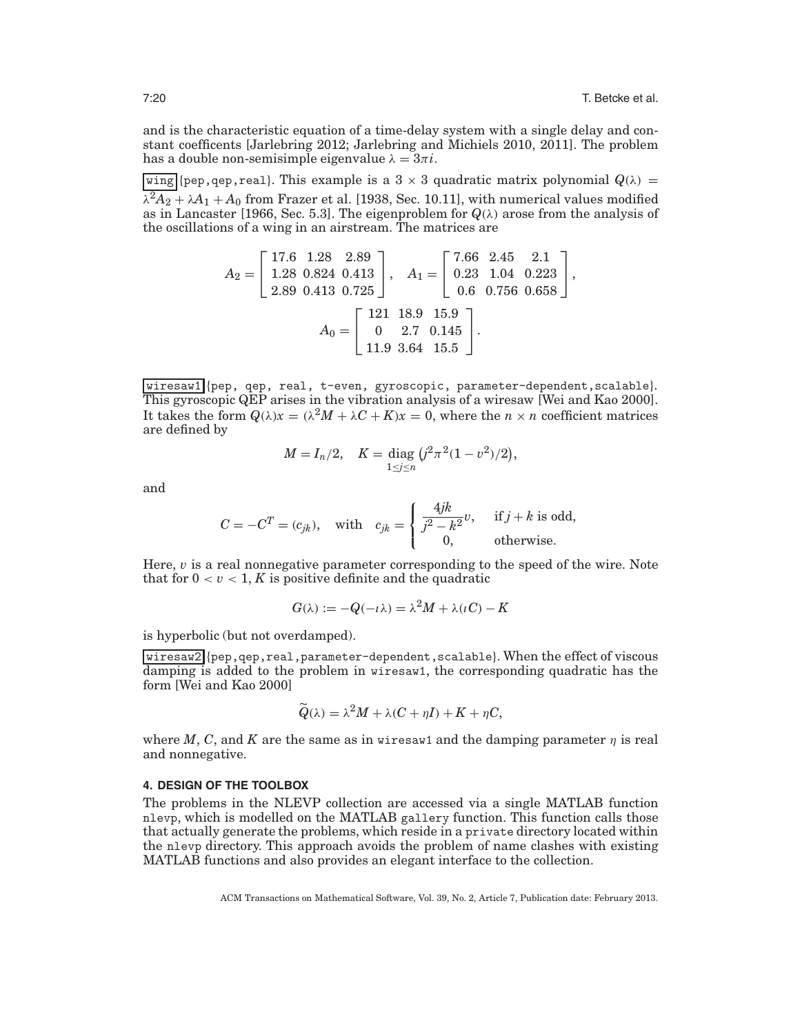and is the characteristic equation of a time-delay system with a single delay and constant coefficents [Jarlebring 2012; Jarlebring and Michiels 2010, 2011]. The problem has a double non-semisimple eigenvalue $\lambda = 3\pi i$.

`wing` {pep,qep,real}. This example is a $3 \times 3$ quadratic matrix polynomial $Q(\lambda) = \lambda^2 A_2 + \lambda A_1 + A_0$ from Frazer et al. [1938, Sec. 10.11], with numerical values modified as in Lancaster [1966, Sec. 5.3]. The eigenproblem for $Q(\lambda)$ arose from the analysis of the oscillations of a wing in an airstream. The matrices are

$$A_2 = \begin{bmatrix} 17.6 & 1.28 & 2.89 \\ 1.28 & 0.824 & 0.413 \\ 2.89 & 0.413 & 0.725 \end{bmatrix}, \quad A_1 = \begin{bmatrix} 7.66 & 2.45 & 2.1 \\ 0.23 & 1.04 & 0.223 \\ 0.6 & 0.756 & 0.658 \end{bmatrix},$$

$$A_0 = \begin{bmatrix} 121 & 18.9 & 15.9 \\ 0 & 2.7 & 0.145 \\ 11.9 & 3.64 & 15.5 \end{bmatrix}.$$

`wiresaw1` {pep, qep, real, t-even, gyroscopic, parameter-dependent,scalable}. This gyroscopic QEP arises in the vibration analysis of a wiresaw [Wei and Kao 2000]. It takes the form $Q(\lambda)x = (\lambda^2 M + \lambda C + K)x = 0$, where the $n \times n$ coefficient matrices are defined by

$$M = I_n/2, \quad K = \operatorname*{diag}_{1 \le j \le n}\left(j^2\pi^2(1-v^2)/2\right),$$

and

$$C = -C^T = (c_{jk}), \quad \text{with} \quad c_{jk} = \begin{cases} \dfrac{4jk}{j^2-k^2}v, & \text{if } j+k \text{ is odd,} \\ 0, & \text{otherwise.} \end{cases}$$

Here, $v$ is a real nonnegative parameter corresponding to the speed of the wire. Note that for $0 < v < 1$, $K$ is positive definite and the quadratic

$$G(\lambda) := -Q(-\imath\lambda) = \lambda^2 M + \lambda(\imath C) - K$$

is hyperbolic (but not overdamped).

`wiresaw2` {pep,qep,real,parameter-dependent,scalable}. When the effect of viscous damping is added to the problem in `wiresaw1`, the corresponding quadratic has the form [Wei and Kao 2000]

$$\widetilde{Q}(\lambda) = \lambda^2 M + \lambda(C + \eta I) + K + \eta C,$$

where $M$, $C$, and $K$ are the same as in `wiresaw1` and the damping parameter $\eta$ is real and nonnegative.

## 4. DESIGN OF THE TOOLBOX

The problems in the NLEVP collection are accessed via a single MATLAB function `nlevp`, which is modelled on the MATLAB `gallery` function. This function calls those that actually generate the problems, which reside in a `private` directory located within the `nlevp` directory. This approach avoids the problem of name clashes with existing MATLAB functions and also provides an elegant interface to the collection.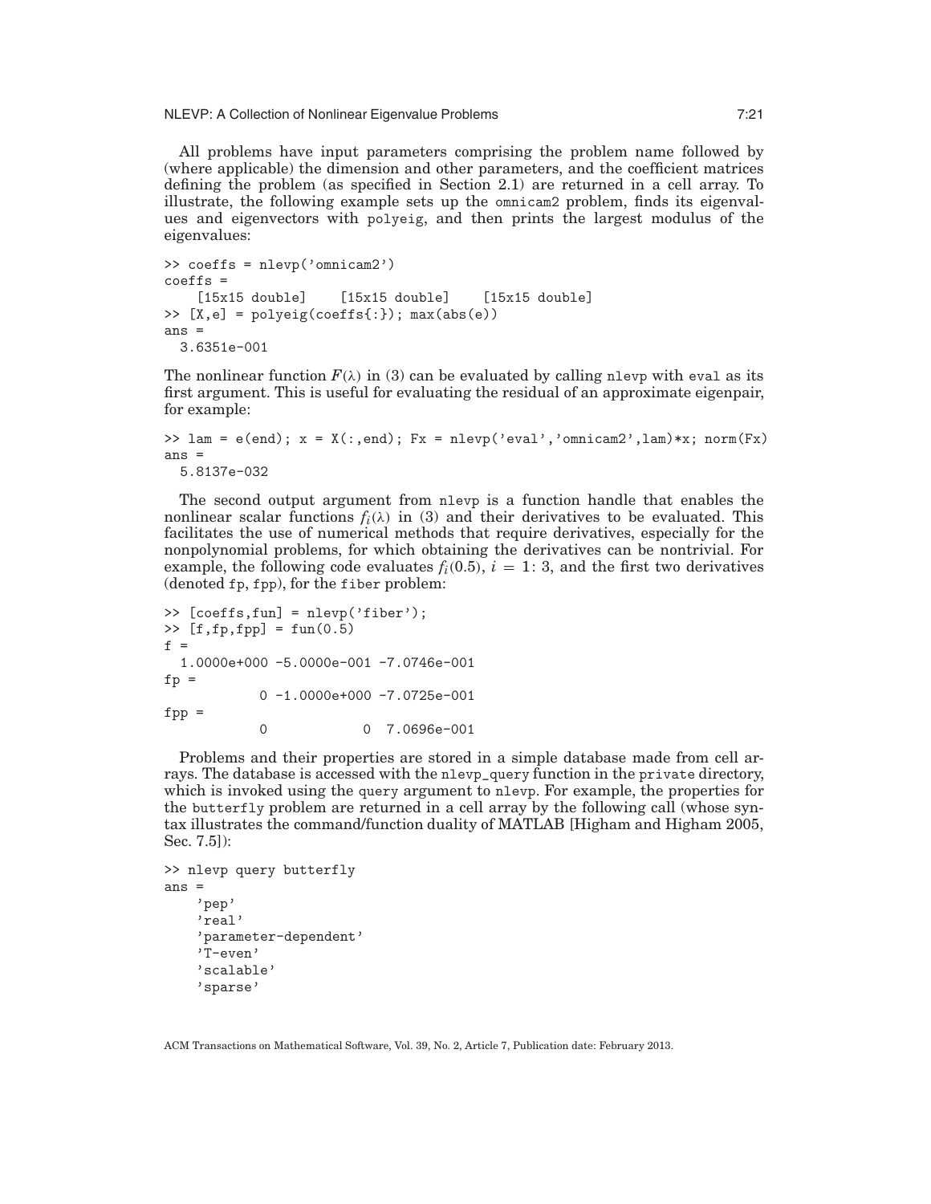All problems have input parameters comprising the problem name followed by (where applicable) the dimension and other parameters, and the coefficient matrices defining the problem (as specified in Section 2.1) are returned in a cell array. To illustrate, the following example sets up the omnicam2 problem, finds its eigenvalues and eigenvectors with polyeig, and then prints the largest modulus of the eigenvalues:

```
>> coeffs = nlevp('omnicam2')
coeffs =
    [15x15 double]    [15x15 double]    [15x15 double]
>> [X,e] = polyeig(coeffs{:}); max(abs(e))
ans =
  3.6351e-001
```

The nonlinear function $F(\lambda)$ in (3) can be evaluated by calling nlevp with eval as its first argument. This is useful for evaluating the residual of an approximate eigenpair, for example:

```
>> lam = e(end); x = X(:,end); Fx = nlevp('eval','omnicam2',lam)*x; norm(Fx)
ans =
  5.8137e-032
```

The second output argument from nlevp is a function handle that enables the nonlinear scalar functions $f_i(\lambda)$ in (3) and their derivatives to be evaluated. This facilitates the use of numerical methods that require derivatives, especially for the nonpolynomial problems, for which obtaining the derivatives can be nontrivial. For example, the following code evaluates $f_i(0.5)$, $i = 1\colon 3$, and the first two derivatives (denoted fp, fpp), for the fiber problem:

```
>> [coeffs,fun] = nlevp('fiber');
>> [f,fp,fpp] = fun(0.5)
f =
  1.0000e+000 -5.0000e-001 -7.0746e-001
fp =
            0 -1.0000e+000 -7.0725e-001
fpp =
            0            0  7.0696e-001
```

Problems and their properties are stored in a simple database made from cell arrays. The database is accessed with the nlevp_query function in the private directory, which is invoked using the query argument to nlevp. For example, the properties for the butterfly problem are returned in a cell array by the following call (whose syntax illustrates the command/function duality of MATLAB [Higham and Higham 2005, Sec. 7.5]):

```
>> nlevp query butterfly
ans =
    'pep'
    'real'
    'parameter-dependent'
    'T-even'
    'scalable'
    'sparse'
```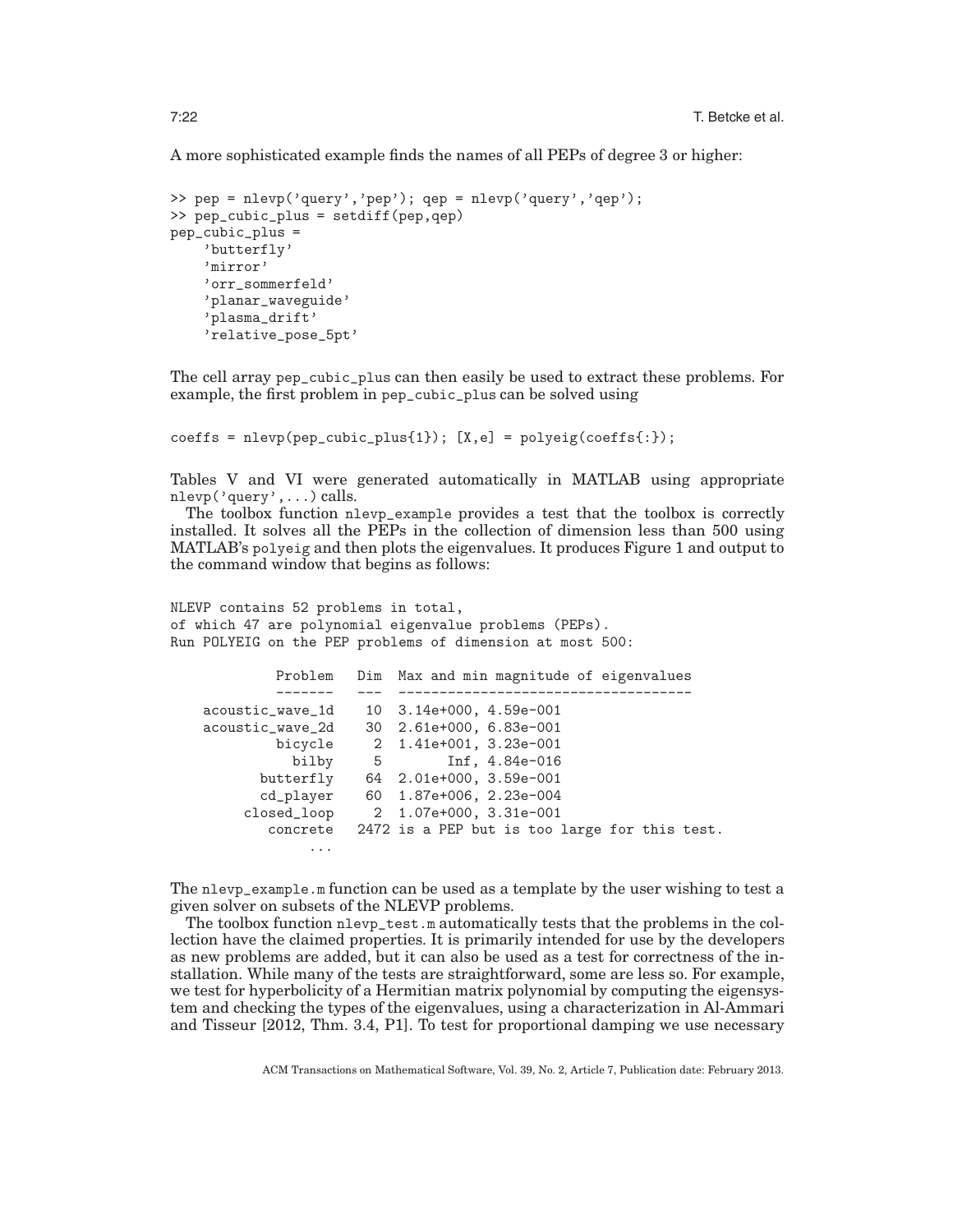A more sophisticated example finds the names of all PEPs of degree 3 or higher:

```
>> pep = nlevp('query','pep'); qep = nlevp('query','qep');
>> pep_cubic_plus = setdiff(pep,qep)
pep_cubic_plus =
    'butterfly'
    'mirror'
    'orr_sommerfeld'
    'planar_waveguide'
    'plasma_drift'
    'relative_pose_5pt'
```

The cell array pep_cubic_plus can then easily be used to extract these problems. For example, the first problem in pep_cubic_plus can be solved using

```
coeffs = nlevp(pep_cubic_plus{1}); [X,e] = polyeig(coeffs{:});
```

Tables V and VI were generated automatically in MATLAB using appropriate nlevp('query',...) calls.

The toolbox function nlevp_example provides a test that the toolbox is correctly installed. It solves all the PEPs in the collection of dimension less than 500 using MATLAB's polyeig and then plots the eigenvalues. It produces Figure 1 and output to the command window that begins as follows:

```
NLEVP contains 52 problems in total,
of which 47 are polynomial eigenvalue problems (PEPs).
Run POLYEIG on the PEP problems of dimension at most 500:

            Problem   Dim  Max and min magnitude of eigenvalues
            -------   ---  ------------------------------------
    acoustic_wave_1d    10  3.14e+000, 4.59e-001
    acoustic_wave_2d    30  2.61e+000, 6.83e-001
             bicycle     2  1.41e+001, 3.23e-001
               bilby     5        Inf, 4.84e-016
           butterfly    64  2.01e+000, 3.59e-001
           cd_player    60  1.87e+006, 2.23e-004
         closed_loop     2  1.07e+000, 3.31e-001
            concrete  2472 is a PEP but is too large for this test.
                 ...
```

The nlevp_example.m function can be used as a template by the user wishing to test a given solver on subsets of the NLEVP problems.

The toolbox function nlevp_test.m automatically tests that the problems in the collection have the claimed properties. It is primarily intended for use by the developers as new problems are added, but it can also be used as a test for correctness of the installation. While many of the tests are straightforward, some are less so. For example, we test for hyperbolicity of a Hermitian matrix polynomial by computing the eigensystem and checking the types of the eigenvalues, using a characterization in Al-Ammari and Tisseur [2012, Thm. 3.4, P1]. To test for proportional damping we use necessary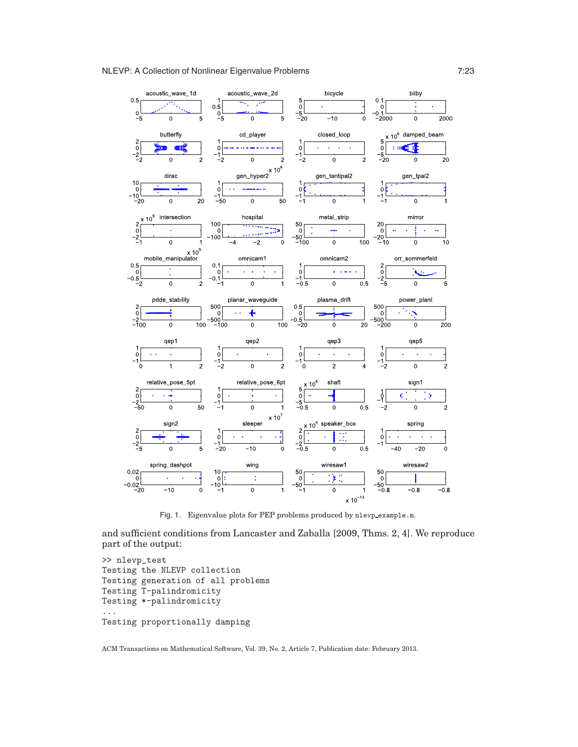Fig. 1. Eigenvalue plots for PEP problems produced by nlevp_example.m.

and sufficient conditions from Lancaster and Zaballa [2009, Thms. 2, 4]. We reproduce part of the output:

```
>> nlevp_test
Testing the NLEVP collection
Testing generation of all problems
Testing T-palindromicity
Testing *-palindromicity
...
Testing proportionally damping
```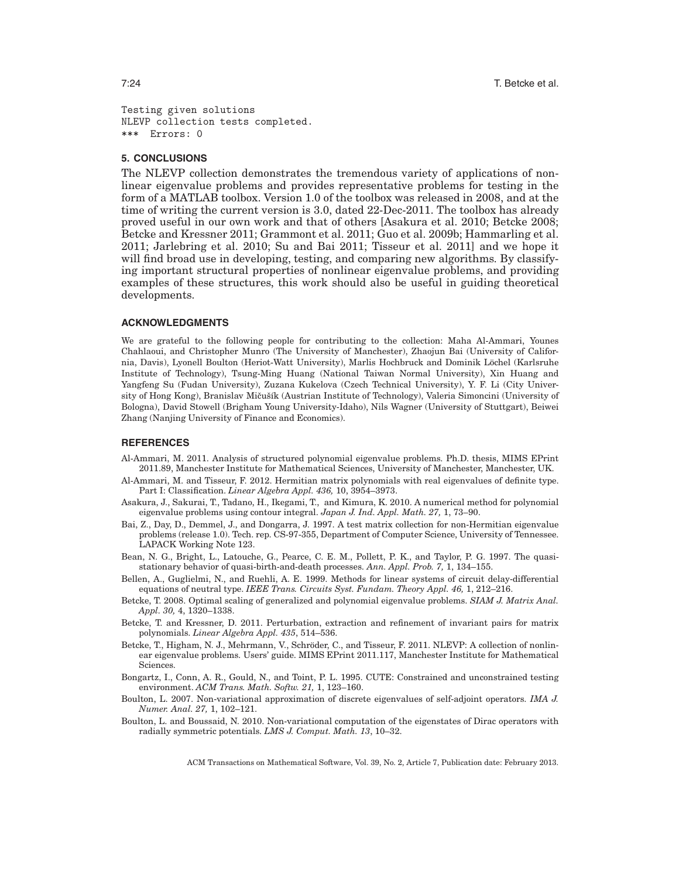```
Testing given solutions
NLEVP collection tests completed.
***  Errors: 0
```

## 5. CONCLUSIONS

The NLEVP collection demonstrates the tremendous variety of applications of nonlinear eigenvalue problems and provides representative problems for testing in the form of a MATLAB toolbox. Version 1.0 of the toolbox was released in 2008, and at the time of writing the current version is 3.0, dated 22-Dec-2011. The toolbox has already proved useful in our own work and that of others [Asakura et al. 2010; Betcke 2008; Betcke and Kressner 2011; Grammont et al. 2011; Guo et al. 2009b; Hammarling et al. 2011; Jarlebring et al. 2010; Su and Bai 2011; Tisseur et al. 2011] and we hope it will find broad use in developing, testing, and comparing new algorithms. By classifying important structural properties of nonlinear eigenvalue problems, and providing examples of these structures, this work should also be useful in guiding theoretical developments.

## ACKNOWLEDGMENTS

We are grateful to the following people for contributing to the collection: Maha Al-Ammari, Younes Chahlaoui, and Christopher Munro (The University of Manchester), Zhaojun Bai (University of California, Davis), Lyonell Boulton (Heriot-Watt University), Marlis Hochbruck and Dominik Löchel (Karlsruhe Institute of Technology), Tsung-Ming Huang (National Taiwan Normal University), Xin Huang and Yangfeng Su (Fudan University), Zuzana Kukelova (Czech Technical University), Y. F. Li (City University of Hong Kong), Branislav Mičušík (Austrian Institute of Technology), Valeria Simoncini (University of Bologna), David Stowell (Brigham Young University-Idaho), Nils Wagner (University of Stuttgart), Beiwei Zhang (Nanjing University of Finance and Economics).

## REFERENCES

Al-Ammari, M. 2011. Analysis of structured polynomial eigenvalue problems. Ph.D. thesis, MIMS EPrint 2011.89, Manchester Institute for Mathematical Sciences, University of Manchester, Manchester, UK.

Al-Ammari, M. and Tisseur, F. 2012. Hermitian matrix polynomials with real eigenvalues of definite type. Part I: Classification. *Linear Algebra Appl. 436,* 10, 3954–3973.

Asakura, J., Sakurai, T., Tadano, H., Ikegami, T., and Kimura, K. 2010. A numerical method for polynomial eigenvalue problems using contour integral. *Japan J. Ind. Appl. Math. 27,* 1, 73–90.

Bai, Z., Day, D., Demmel, J., and Dongarra, J. 1997. A test matrix collection for non-Hermitian eigenvalue problems (release 1.0). Tech. rep. CS-97-355, Department of Computer Science, University of Tennessee. LAPACK Working Note 123.

Bean, N. G., Bright, L., Latouche, G., Pearce, C. E. M., Pollett, P. K., and Taylor, P. G. 1997. The quasi-stationary behavior of quasi-birth-and-death processes. *Ann. Appl. Prob. 7,* 1, 134–155.

Bellen, A., Guglielmi, N., and Ruehli, A. E. 1999. Methods for linear systems of circuit delay-differential equations of neutral type. *IEEE Trans. Circuits Syst. Fundam. Theory Appl. 46,* 1, 212–216.

Betcke, T. 2008. Optimal scaling of generalized and polynomial eigenvalue problems. *SIAM J. Matrix Anal. Appl. 30,* 4, 1320–1338.

Betcke, T. and Kressner, D. 2011. Perturbation, extraction and refinement of invariant pairs for matrix polynomials. *Linear Algebra Appl. 435*, 514–536.

Betcke, T., Higham, N. J., Mehrmann, V., Schröder, C., and Tisseur, F. 2011. NLEVP: A collection of nonlinear eigenvalue problems. Users' guide. MIMS EPrint 2011.117, Manchester Institute for Mathematical Sciences.

Bongartz, I., Conn, A. R., Gould, N., and Toint, P. L. 1995. CUTE: Constrained and unconstrained testing environment. *ACM Trans. Math. Softw. 21,* 1, 123–160.

Boulton, L. 2007. Non-variational approximation of discrete eigenvalues of self-adjoint operators. *IMA J. Numer. Anal. 27,* 1, 102–121.

Boulton, L. and Boussaid, N. 2010. Non-variational computation of the eigenstates of Dirac operators with radially symmetric potentials. *LMS J. Comput. Math. 13*, 10–32.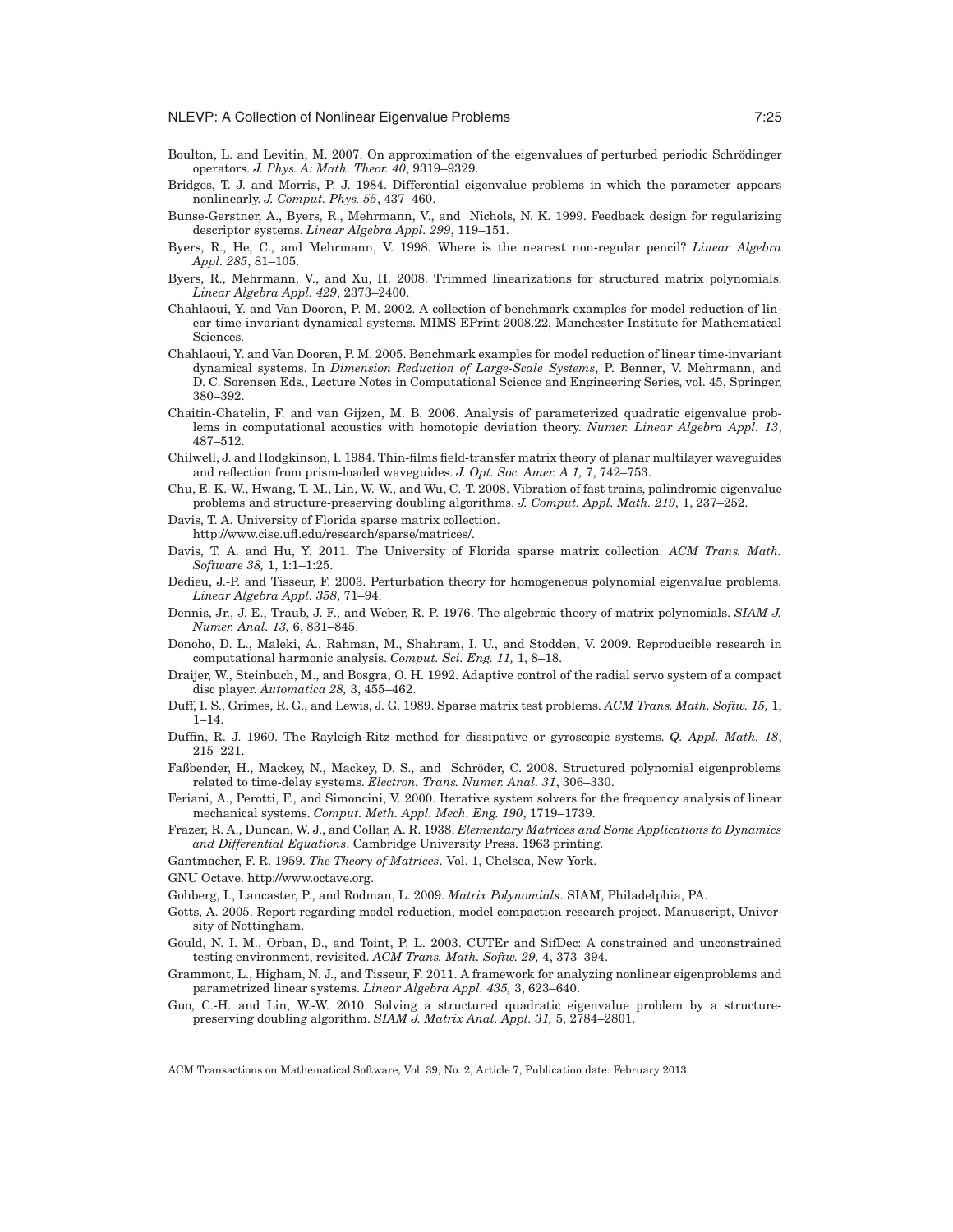Boulton, L. and Levitin, M. 2007. On approximation of the eigenvalues of perturbed periodic Schrödinger operators. *J. Phys. A: Math. Theor. 40*, 9319–9329.

Bridges, T. J. and Morris, P. J. 1984. Differential eigenvalue problems in which the parameter appears nonlinearly. *J. Comput. Phys. 55*, 437–460.

Bunse-Gerstner, A., Byers, R., Mehrmann, V., and Nichols, N. K. 1999. Feedback design for regularizing descriptor systems. *Linear Algebra Appl. 299*, 119–151.

Byers, R., He, C., and Mehrmann, V. 1998. Where is the nearest non-regular pencil? *Linear Algebra Appl. 285*, 81–105.

Byers, R., Mehrmann, V., and Xu, H. 2008. Trimmed linearizations for structured matrix polynomials. *Linear Algebra Appl. 429*, 2373–2400.

Chahlaoui, Y. and Van Dooren, P. M. 2002. A collection of benchmark examples for model reduction of linear time invariant dynamical systems. MIMS EPrint 2008.22, Manchester Institute for Mathematical Sciences.

Chahlaoui, Y. and Van Dooren, P. M. 2005. Benchmark examples for model reduction of linear time-invariant dynamical systems. In *Dimension Reduction of Large-Scale Systems*, P. Benner, V. Mehrmann, and D. C. Sorensen Eds., Lecture Notes in Computational Science and Engineering Series, vol. 45, Springer, 380–392.

Chaitin-Chatelin, F. and van Gijzen, M. B. 2006. Analysis of parameterized quadratic eigenvalue problems in computational acoustics with homotopic deviation theory. *Numer. Linear Algebra Appl. 13*, 487–512.

Chilwell, J. and Hodgkinson, I. 1984. Thin-films field-transfer matrix theory of planar multilayer waveguides and reflection from prism-loaded waveguides. *J. Opt. Soc. Amer. A 1,* 7, 742–753.

Chu, E. K.-W., Hwang, T.-M., Lin, W.-W., and Wu, C.-T. 2008. Vibration of fast trains, palindromic eigenvalue problems and structure-preserving doubling algorithms. *J. Comput. Appl. Math. 219,* 1, 237–252.

Davis, T. A. University of Florida sparse matrix collection. http://www.cise.ufl.edu/research/sparse/matrices/.

Davis, T. A. and Hu, Y. 2011. The University of Florida sparse matrix collection. *ACM Trans. Math. Software 38,* 1, 1:1–1:25.

Dedieu, J.-P. and Tisseur, F. 2003. Perturbation theory for homogeneous polynomial eigenvalue problems. *Linear Algebra Appl. 358*, 71–94.

Dennis, Jr., J. E., Traub, J. F., and Weber, R. P. 1976. The algebraic theory of matrix polynomials. *SIAM J. Numer. Anal. 13,* 6, 831–845.

Donoho, D. L., Maleki, A., Rahman, M., Shahram, I. U., and Stodden, V. 2009. Reproducible research in computational harmonic analysis. *Comput. Sci. Eng. 11,* 1, 8–18.

Draijer, W., Steinbuch, M., and Bosgra, O. H. 1992. Adaptive control of the radial servo system of a compact disc player. *Automatica 28,* 3, 455–462.

Duff, I. S., Grimes, R. G., and Lewis, J. G. 1989. Sparse matrix test problems. *ACM Trans. Math. Softw. 15,* 1, 1–14.

Duffin, R. J. 1960. The Rayleigh-Ritz method for dissipative or gyroscopic systems. *Q. Appl. Math. 18*, 215–221.

Faßbender, H., Mackey, N., Mackey, D. S., and Schröder, C. 2008. Structured polynomial eigenproblems related to time-delay systems. *Electron. Trans. Numer. Anal. 31*, 306–330.

Feriani, A., Perotti, F., and Simoncini, V. 2000. Iterative system solvers for the frequency analysis of linear mechanical systems. *Comput. Meth. Appl. Mech. Eng. 190*, 1719–1739.

Frazer, R. A., Duncan, W. J., and Collar, A. R. 1938. *Elementary Matrices and Some Applications to Dynamics and Differential Equations*. Cambridge University Press. 1963 printing.

Gantmacher, F. R. 1959. *The Theory of Matrices*. Vol. 1, Chelsea, New York.

GNU Octave. http://www.octave.org.

Gohberg, I., Lancaster, P., and Rodman, L. 2009. *Matrix Polynomials*. SIAM, Philadelphia, PA.

Gotts, A. 2005. Report regarding model reduction, model compaction research project. Manuscript, University of Nottingham.

Gould, N. I. M., Orban, D., and Toint, P. L. 2003. CUTEr and SifDec: A constrained and unconstrained testing environment, revisited. *ACM Trans. Math. Softw. 29,* 4, 373–394.

Grammont, L., Higham, N. J., and Tisseur, F. 2011. A framework for analyzing nonlinear eigenproblems and parametrized linear systems. *Linear Algebra Appl. 435,* 3, 623–640.

Guo, C.-H. and Lin, W.-W. 2010. Solving a structured quadratic eigenvalue problem by a structure-preserving doubling algorithm. *SIAM J. Matrix Anal. Appl. 31,* 5, 2784–2801.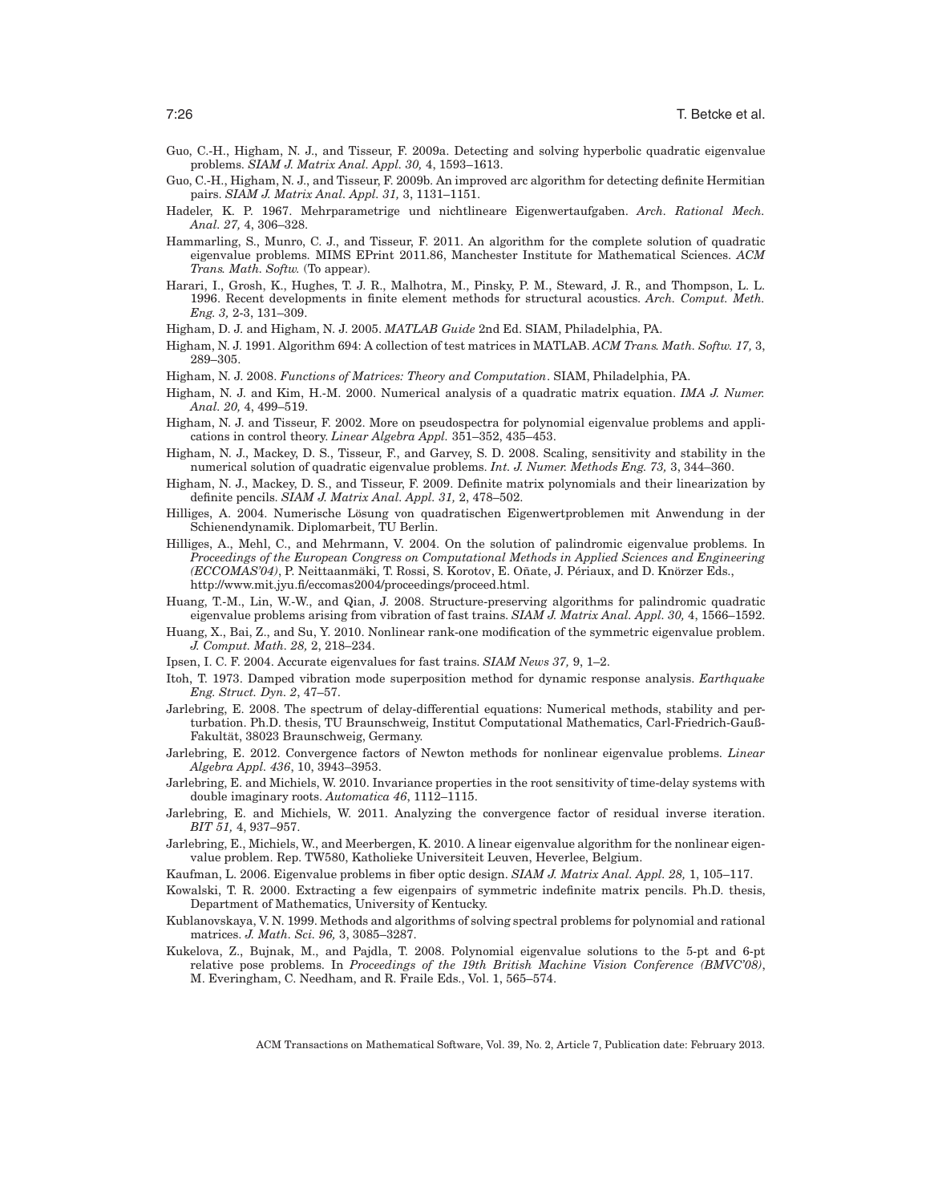Guo, C.-H., Higham, N. J., and Tisseur, F. 2009a. Detecting and solving hyperbolic quadratic eigenvalue problems. *SIAM J. Matrix Anal. Appl. 30,* 4, 1593–1613.

Guo, C.-H., Higham, N. J., and Tisseur, F. 2009b. An improved arc algorithm for detecting definite Hermitian pairs. *SIAM J. Matrix Anal. Appl. 31,* 3, 1131–1151.

Hadeler, K. P. 1967. Mehrparametrige und nichtlineare Eigenwertaufgaben. *Arch. Rational Mech. Anal. 27,* 4, 306–328.

Hammarling, S., Munro, C. J., and Tisseur, F. 2011. An algorithm for the complete solution of quadratic eigenvalue problems. MIMS EPrint 2011.86, Manchester Institute for Mathematical Sciences. *ACM Trans. Math. Softw.* (To appear).

Harari, I., Grosh, K., Hughes, T. J. R., Malhotra, M., Pinsky, P. M., Steward, J. R., and Thompson, L. L. 1996. Recent developments in finite element methods for structural acoustics. *Arch. Comput. Meth. Eng. 3,* 2-3, 131–309.

Higham, D. J. and Higham, N. J. 2005. *MATLAB Guide* 2nd Ed. SIAM, Philadelphia, PA.

Higham, N. J. 1991. Algorithm 694: A collection of test matrices in MATLAB. *ACM Trans. Math. Softw. 17,* 3, 289–305.

Higham, N. J. 2008. *Functions of Matrices: Theory and Computation*. SIAM, Philadelphia, PA.

Higham, N. J. and Kim, H.-M. 2000. Numerical analysis of a quadratic matrix equation. *IMA J. Numer. Anal. 20,* 4, 499–519.

Higham, N. J. and Tisseur, F. 2002. More on pseudospectra for polynomial eigenvalue problems and applications in control theory. *Linear Algebra Appl.* 351–352, 435–453.

Higham, N. J., Mackey, D. S., Tisseur, F., and Garvey, S. D. 2008. Scaling, sensitivity and stability in the numerical solution of quadratic eigenvalue problems. *Int. J. Numer. Methods Eng. 73,* 3, 344–360.

Higham, N. J., Mackey, D. S., and Tisseur, F. 2009. Definite matrix polynomials and their linearization by definite pencils. *SIAM J. Matrix Anal. Appl. 31,* 2, 478–502.

Hilliges, A. 2004. Numerische Lösung von quadratischen Eigenwertproblemen mit Anwendung in der Schienendynamik. Diplomarbeit, TU Berlin.

Hilliges, A., Mehl, C., and Mehrmann, V. 2004. On the solution of palindromic eigenvalue problems. In *Proceedings of the European Congress on Computational Methods in Applied Sciences and Engineering (ECCOMAS'04)*, P. Neittaanmäki, T. Rossi, S. Korotov, E. Oñate, J. Périaux, and D. Knörzer Eds., http://www.mit.jyu.fi/eccomas2004/proceedings/proceed.html.

Huang, T.-M., Lin, W.-W., and Qian, J. 2008. Structure-preserving algorithms for palindromic quadratic eigenvalue problems arising from vibration of fast trains. *SIAM J. Matrix Anal. Appl. 30,* 4, 1566–1592.

Huang, X., Bai, Z., and Su, Y. 2010. Nonlinear rank-one modification of the symmetric eigenvalue problem. *J. Comput. Math. 28,* 2, 218–234.

Ipsen, I. C. F. 2004. Accurate eigenvalues for fast trains. *SIAM News 37,* 9, 1–2.

Itoh, T. 1973. Damped vibration mode superposition method for dynamic response analysis. *Earthquake Eng. Struct. Dyn. 2*, 47–57.

Jarlebring, E. 2008. The spectrum of delay-differential equations: Numerical methods, stability and perturbation. Ph.D. thesis, TU Braunschweig, Institut Computational Mathematics, Carl-Friedrich-Gauß-Fakultät, 38023 Braunschweig, Germany.

Jarlebring, E. 2012. Convergence factors of Newton methods for nonlinear eigenvalue problems. *Linear Algebra Appl. 436*, 10, 3943–3953.

Jarlebring, E. and Michiels, W. 2010. Invariance properties in the root sensitivity of time-delay systems with double imaginary roots. *Automatica 46*, 1112–1115.

Jarlebring, E. and Michiels, W. 2011. Analyzing the convergence factor of residual inverse iteration. *BIT 51,* 4, 937–957.

Jarlebring, E., Michiels, W., and Meerbergen, K. 2010. A linear eigenvalue algorithm for the nonlinear eigenvalue problem. Rep. TW580, Katholieke Universiteit Leuven, Heverlee, Belgium.

Kaufman, L. 2006. Eigenvalue problems in fiber optic design. *SIAM J. Matrix Anal. Appl. 28,* 1, 105–117.

Kowalski, T. R. 2000. Extracting a few eigenpairs of symmetric indefinite matrix pencils. Ph.D. thesis, Department of Mathematics, University of Kentucky.

Kublanovskaya, V. N. 1999. Methods and algorithms of solving spectral problems for polynomial and rational matrices. *J. Math. Sci. 96,* 3, 3085–3287.

Kukelova, Z., Bujnak, M., and Pajdla, T. 2008. Polynomial eigenvalue solutions to the 5-pt and 6-pt relative pose problems. In *Proceedings of the 19th British Machine Vision Conference (BMVC'08)*, M. Everingham, C. Needham, and R. Fraile Eds., Vol. 1, 565–574.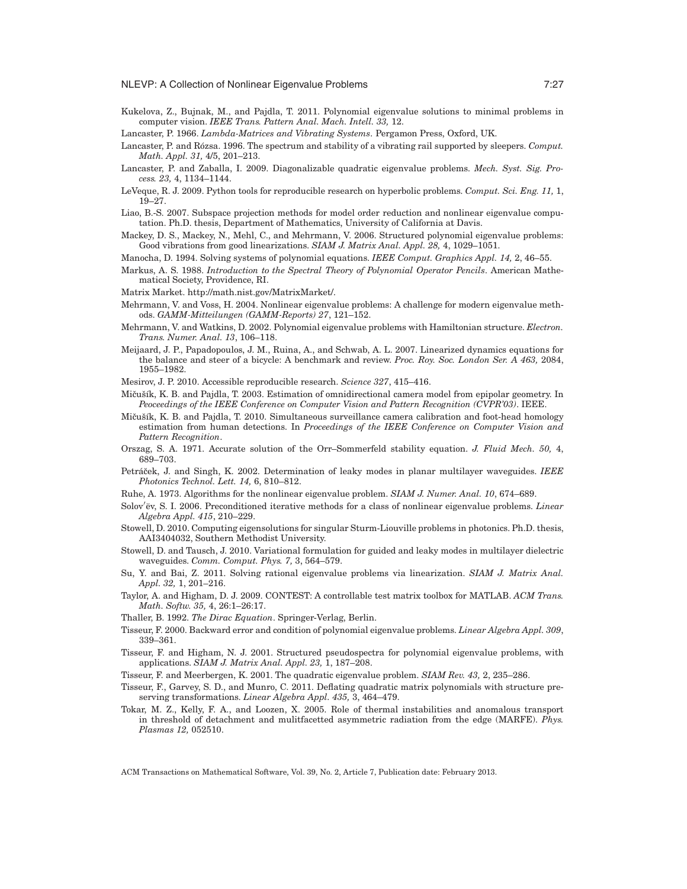Kukelova, Z., Bujnak, M., and Pajdla, T. 2011. Polynomial eigenvalue solutions to minimal problems in computer vision. *IEEE Trans. Pattern Anal. Mach. Intell. 33,* 12.

Lancaster, P. 1966. *Lambda-Matrices and Vibrating Systems*. Pergamon Press, Oxford, UK.

Lancaster, P. and Rózsa. 1996. The spectrum and stability of a vibrating rail supported by sleepers. *Comput. Math. Appl. 31,* 4/5, 201–213.

Lancaster, P. and Zaballa, I. 2009. Diagonalizable quadratic eigenvalue problems. *Mech. Syst. Sig. Process. 23,* 4, 1134–1144.

LeVeque, R. J. 2009. Python tools for reproducible research on hyperbolic problems. *Comput. Sci. Eng. 11,* 1, 19–27.

Liao, B.-S. 2007. Subspace projection methods for model order reduction and nonlinear eigenvalue computation. Ph.D. thesis, Department of Mathematics, University of California at Davis.

Mackey, D. S., Mackey, N., Mehl, C., and Mehrmann, V. 2006. Structured polynomial eigenvalue problems: Good vibrations from good linearizations. *SIAM J. Matrix Anal. Appl. 28,* 4, 1029–1051.

Manocha, D. 1994. Solving systems of polynomial equations. *IEEE Comput. Graphics Appl. 14,* 2, 46–55.

Markus, A. S. 1988. *Introduction to the Spectral Theory of Polynomial Operator Pencils*. American Mathematical Society, Providence, RI.

Matrix Market. http://math.nist.gov/MatrixMarket/.

Mehrmann, V. and Voss, H. 2004. Nonlinear eigenvalue problems: A challenge for modern eigenvalue methods. *GAMM-Mitteilungen (GAMM-Reports) 27*, 121–152.

Mehrmann, V. and Watkins, D. 2002. Polynomial eigenvalue problems with Hamiltonian structure. *Electron. Trans. Numer. Anal. 13*, 106–118.

Meijaard, J. P., Papadopoulos, J. M., Ruina, A., and Schwab, A. L. 2007. Linearized dynamics equations for the balance and steer of a bicycle: A benchmark and review. *Proc. Roy. Soc. London Ser. A 463,* 2084, 1955–1982.

Mesirov, J. P. 2010. Accessible reproducible research. *Science 327*, 415–416.

Mičušík, K. B. and Pajdla, T. 2003. Estimation of omnidirectional camera model from epipolar geometry. In *Peoceedings of the IEEE Conference on Computer Vision and Pattern Recognition (CVPR'03)*. IEEE.

Mičušík, K. B. and Pajdla, T. 2010. Simultaneous surveillance camera calibration and foot-head homology estimation from human detections. In *Proceedings of the IEEE Conference on Computer Vision and Pattern Recognition*.

Orszag, S. A. 1971. Accurate solution of the Orr–Sommerfeld stability equation. *J. Fluid Mech. 50,* 4, 689–703.

Petráček, J. and Singh, K. 2002. Determination of leaky modes in planar multilayer waveguides. *IEEE Photonics Technol. Lett. 14,* 6, 810–812.

Ruhe, A. 1973. Algorithms for the nonlinear eigenvalue problem. *SIAM J. Numer. Anal. 10*, 674–689.

Solov′ëv, S. I. 2006. Preconditioned iterative methods for a class of nonlinear eigenvalue problems. *Linear Algebra Appl. 415*, 210–229.

Stowell, D. 2010. Computing eigensolutions for singular Sturm-Liouville problems in photonics. Ph.D. thesis, AAI3404032, Southern Methodist University.

Stowell, D. and Tausch, J. 2010. Variational formulation for guided and leaky modes in multilayer dielectric waveguides. *Comm. Comput. Phys. 7,* 3, 564–579.

Su, Y. and Bai, Z. 2011. Solving rational eigenvalue problems via linearization. *SIAM J. Matrix Anal. Appl. 32,* 1, 201–216.

Taylor, A. and Higham, D. J. 2009. CONTEST: A controllable test matrix toolbox for MATLAB. *ACM Trans. Math. Softw. 35,* 4, 26:1–26:17.

Thaller, B. 1992. *The Dirac Equation*. Springer-Verlag, Berlin.

Tisseur, F. 2000. Backward error and condition of polynomial eigenvalue problems. *Linear Algebra Appl. 309*, 339–361.

Tisseur, F. and Higham, N. J. 2001. Structured pseudospectra for polynomial eigenvalue problems, with applications. *SIAM J. Matrix Anal. Appl. 23,* 1, 187–208.

Tisseur, F. and Meerbergen, K. 2001. The quadratic eigenvalue problem. *SIAM Rev. 43,* 2, 235–286.

Tisseur, F., Garvey, S. D., and Munro, C. 2011. Deflating quadratic matrix polynomials with structure preserving transformations. *Linear Algebra Appl. 435,* 3, 464–479.

Tokar, M. Z., Kelly, F. A., and Loozen, X. 2005. Role of thermal instabilities and anomalous transport in threshold of detachment and mulitfacetted asymmetric radiation from the edge (MARFE). *Phys. Plasmas 12,* 052510.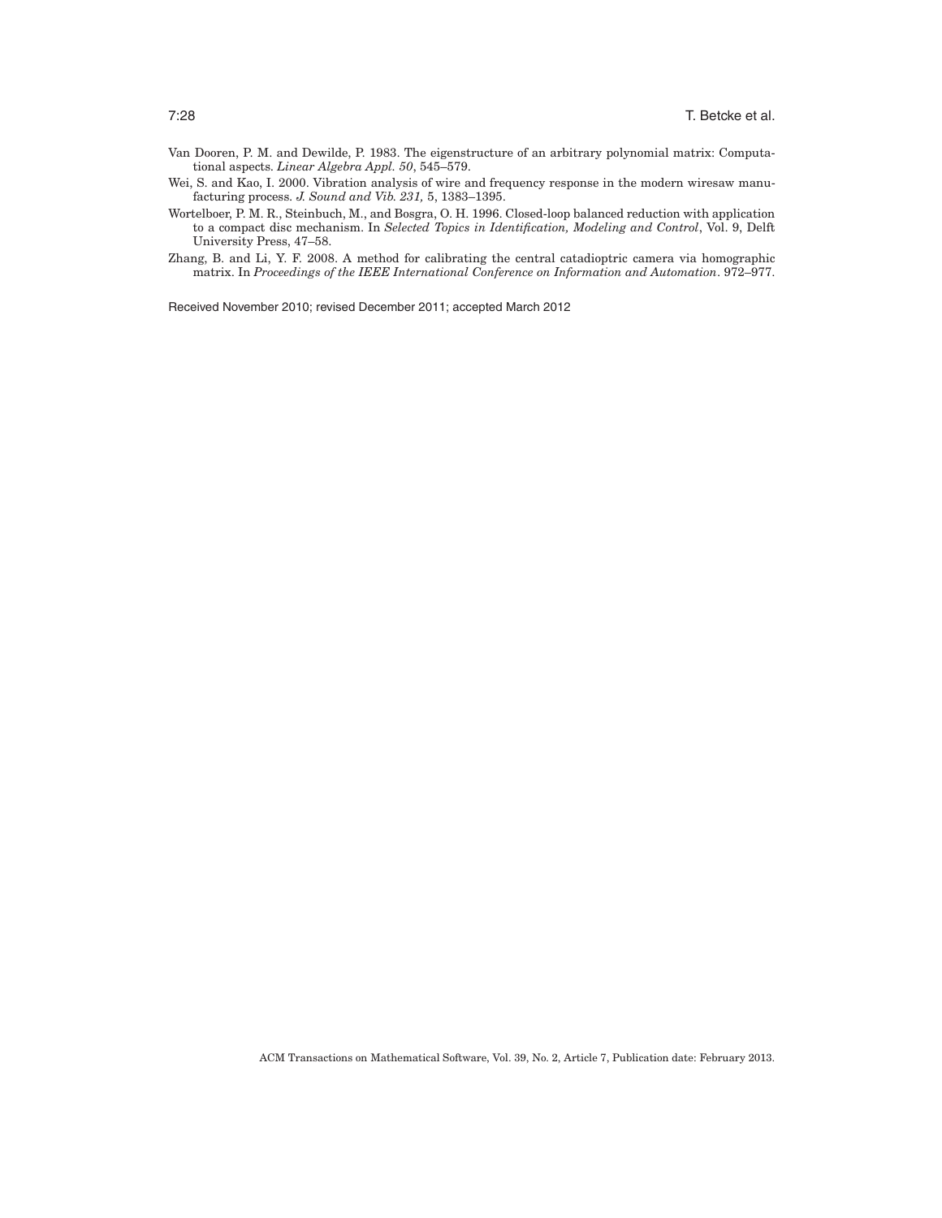Van Dooren, P. M. and Dewilde, P. 1983. The eigenstructure of an arbitrary polynomial matrix: Computational aspects. *Linear Algebra Appl. 50*, 545–579.

Wei, S. and Kao, I. 2000. Vibration analysis of wire and frequency response in the modern wiresaw manufacturing process. *J. Sound and Vib. 231,* 5, 1383–1395.

Wortelboer, P. M. R., Steinbuch, M., and Bosgra, O. H. 1996. Closed-loop balanced reduction with application to a compact disc mechanism. In *Selected Topics in Identification, Modeling and Control*, Vol. 9, Delft University Press, 47–58.

Zhang, B. and Li, Y. F. 2008. A method for calibrating the central catadioptric camera via homographic matrix. In *Proceedings of the IEEE International Conference on Information and Automation*. 972–977.

Received November 2010; revised December 2011; accepted March 2012